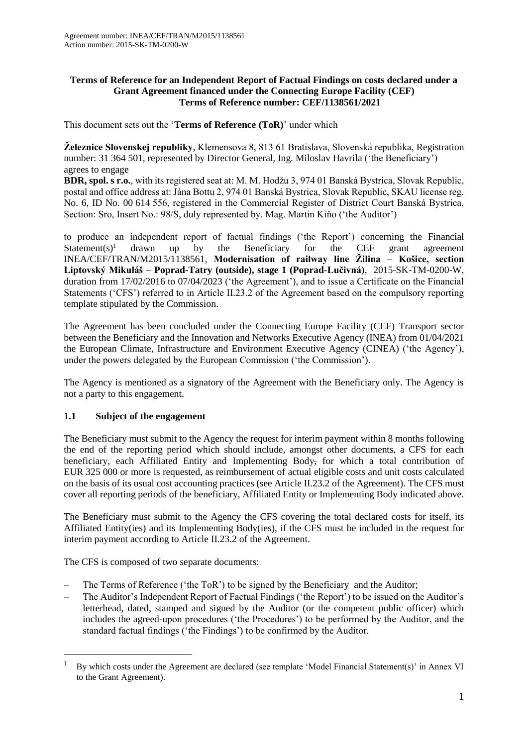Agreement number: INEA/CEF/TRAN/M2015/1138561
Action number: 2015-SK-TM-0200-W

**Terms of Reference for an Independent Report of Factual Findings on costs declared under a Grant Agreement financed under the Connecting Europe Facility (CEF)**
**Terms of Reference number: CEF/1138561/2021**

This document sets out the '**Terms of Reference (ToR)**' under which

**Železnice Slovenskej republiky**, Klemensova 8, 813 61 Bratislava, Slovenská republika, Registration number: 31 364 501, represented by Director General, Ing. Miloslav Havrila ('the Beneficiary') agrees to engage

**BDR, spol. s r.o.**, with its registered seat at: M. M. Hodžu 3, 974 01 Banská Bystrica, Slovak Republic, postal and office address at: Jána Bottu 2, 974 01 Banská Bystrica, Slovak Republic, SKAU license reg. No. 6, ID No. 00 614 556, registered in the Commercial Register of District Court Banská Bystrica, Section: Sro, Insert No.: 98/S, duly represented by. Mag. Martin Kiňo ('the Auditor')

to produce an independent report of factual findings ('the Report') concerning the Financial Statement(s)[1] drawn up by the Beneficiary for the CEF grant agreement INEA/CEF/TRAN/M2015/1138561, **Modernisation of railway line Žilina – Košice, section Liptovský Mikuláš – Poprad-Tatry (outside), stage 1 (Poprad-Lučivná)**, 2015-SK-TM-0200-W, duration from 17/02/2016 to 07/04/2023 ('the Agreement'), and to issue a Certificate on the Financial Statements ('CFS') referred to in Article II.23.2 of the Agreement based on the compulsory reporting template stipulated by the Commission.

The Agreement has been concluded under the Connecting Europe Facility (CEF) Transport sector between the Beneficiary and the Innovation and Networks Executive Agency (INEA) from 01/04/2021 the European Climate, Infrastructure and Environment Executive Agency (CINEA) ('the Agency'), under the powers delegated by the European Commission ('the Commission').

The Agency is mentioned as a signatory of the Agreement with the Beneficiary only. The Agency is not a party to this engagement.

## 1.1 Subject of the engagement

The Beneficiary must submit to the Agency the request for interim payment within 8 months following the end of the reporting period which should include, amongst other documents, a CFS for each beneficiary, each Affiliated Entity and Implementing Body, for which a total contribution of EUR 325 000 or more is requested, as reimbursement of actual eligible costs and unit costs calculated on the basis of its usual cost accounting practices (see Article II.23.2 of the Agreement). The CFS must cover all reporting periods of the beneficiary, Affiliated Entity or Implementing Body indicated above.

The Beneficiary must submit to the Agency the CFS covering the total declared costs for itself, its Affiliated Entity(ies) and its Implementing Body(ies), if the CFS must be included in the request for interim payment according to Article II.23.2 of the Agreement.

The CFS is composed of two separate documents:

- The Terms of Reference ('the ToR') to be signed by the Beneficiary and the Auditor;
- The Auditor's Independent Report of Factual Findings ('the Report') to be issued on the Auditor's letterhead, dated, stamped and signed by the Auditor (or the competent public officer) which includes the agreed-upon procedures ('the Procedures') to be performed by the Auditor, and the standard factual findings ('the Findings') to be confirmed by the Auditor.

[1] By which costs under the Agreement are declared (see template 'Model Financial Statement(s)' in Annex VI to the Grant Agreement).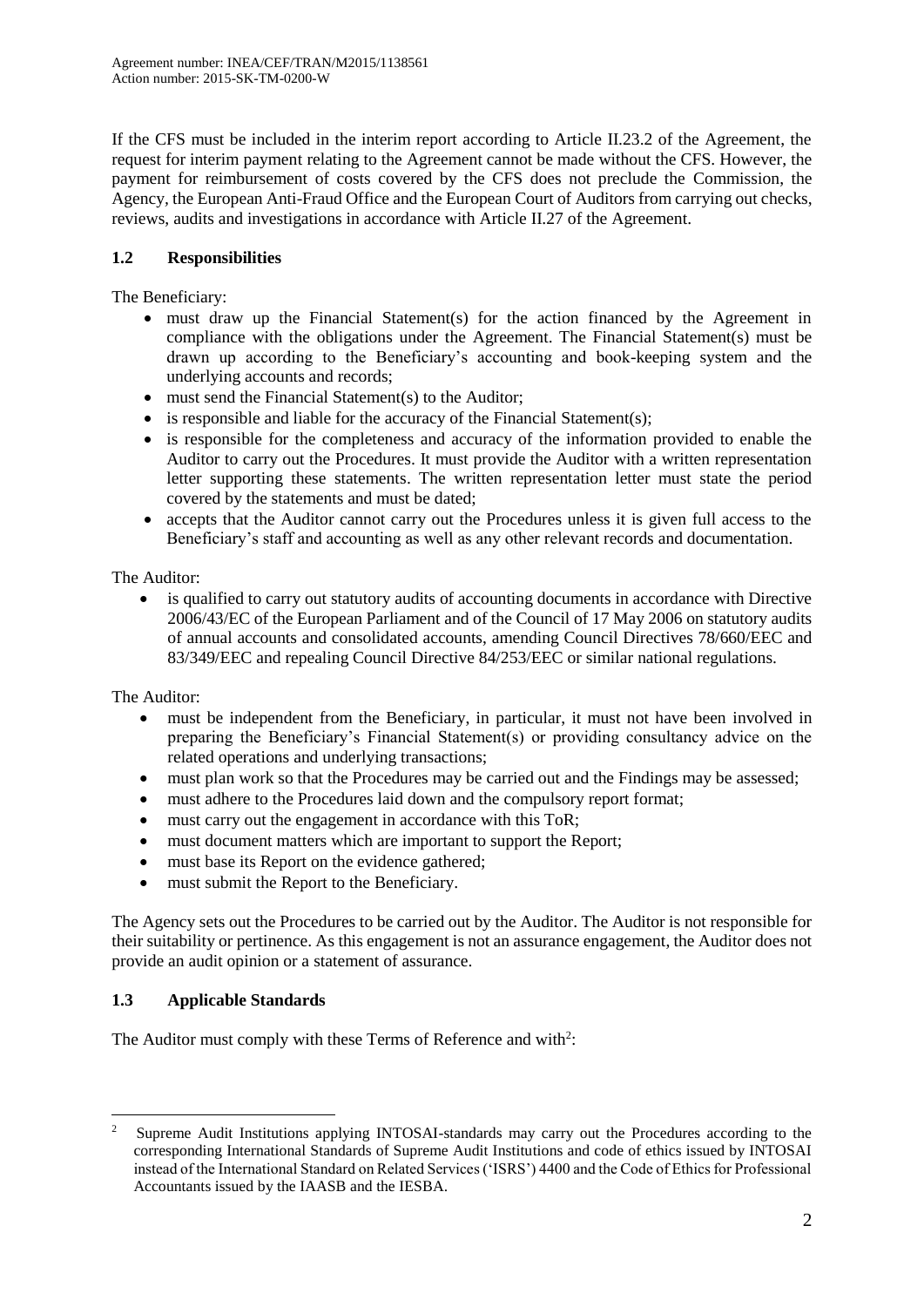If the CFS must be included in the interim report according to Article II.23.2 of the Agreement, the request for interim payment relating to the Agreement cannot be made without the CFS. However, the payment for reimbursement of costs covered by the CFS does not preclude the Commission, the Agency, the European Anti-Fraud Office and the European Court of Auditors from carrying out checks, reviews, audits and investigations in accordance with Article II.27 of the Agreement.

### 1.2 Responsibilities

The Beneficiary:

- must draw up the Financial Statement(s) for the action financed by the Agreement in compliance with the obligations under the Agreement. The Financial Statement(s) must be drawn up according to the Beneficiary's accounting and book-keeping system and the underlying accounts and records;
- must send the Financial Statement(s) to the Auditor;
- is responsible and liable for the accuracy of the Financial Statement(s);
- is responsible for the completeness and accuracy of the information provided to enable the Auditor to carry out the Procedures. It must provide the Auditor with a written representation letter supporting these statements. The written representation letter must state the period covered by the statements and must be dated;
- accepts that the Auditor cannot carry out the Procedures unless it is given full access to the Beneficiary's staff and accounting as well as any other relevant records and documentation.

The Auditor:

- is qualified to carry out statutory audits of accounting documents in accordance with Directive 2006/43/EC of the European Parliament and of the Council of 17 May 2006 on statutory audits of annual accounts and consolidated accounts, amending Council Directives 78/660/EEC and 83/349/EEC and repealing Council Directive 84/253/EEC or similar national regulations.

The Auditor:

- must be independent from the Beneficiary, in particular, it must not have been involved in preparing the Beneficiary's Financial Statement(s) or providing consultancy advice on the related operations and underlying transactions;
- must plan work so that the Procedures may be carried out and the Findings may be assessed;
- must adhere to the Procedures laid down and the compulsory report format;
- must carry out the engagement in accordance with this ToR;
- must document matters which are important to support the Report;
- must base its Report on the evidence gathered;
- must submit the Report to the Beneficiary.

The Agency sets out the Procedures to be carried out by the Auditor. The Auditor is not responsible for their suitability or pertinence. As this engagement is not an assurance engagement, the Auditor does not provide an audit opinion or a statement of assurance.

### 1.3 Applicable Standards

The Auditor must comply with these Terms of Reference and with[2]:

[2] Supreme Audit Institutions applying INTOSAI-standards may carry out the Procedures according to the corresponding International Standards of Supreme Audit Institutions and code of ethics issued by INTOSAI instead of the International Standard on Related Services ('ISRS') 4400 and the Code of Ethics for Professional Accountants issued by the IAASB and the IESBA.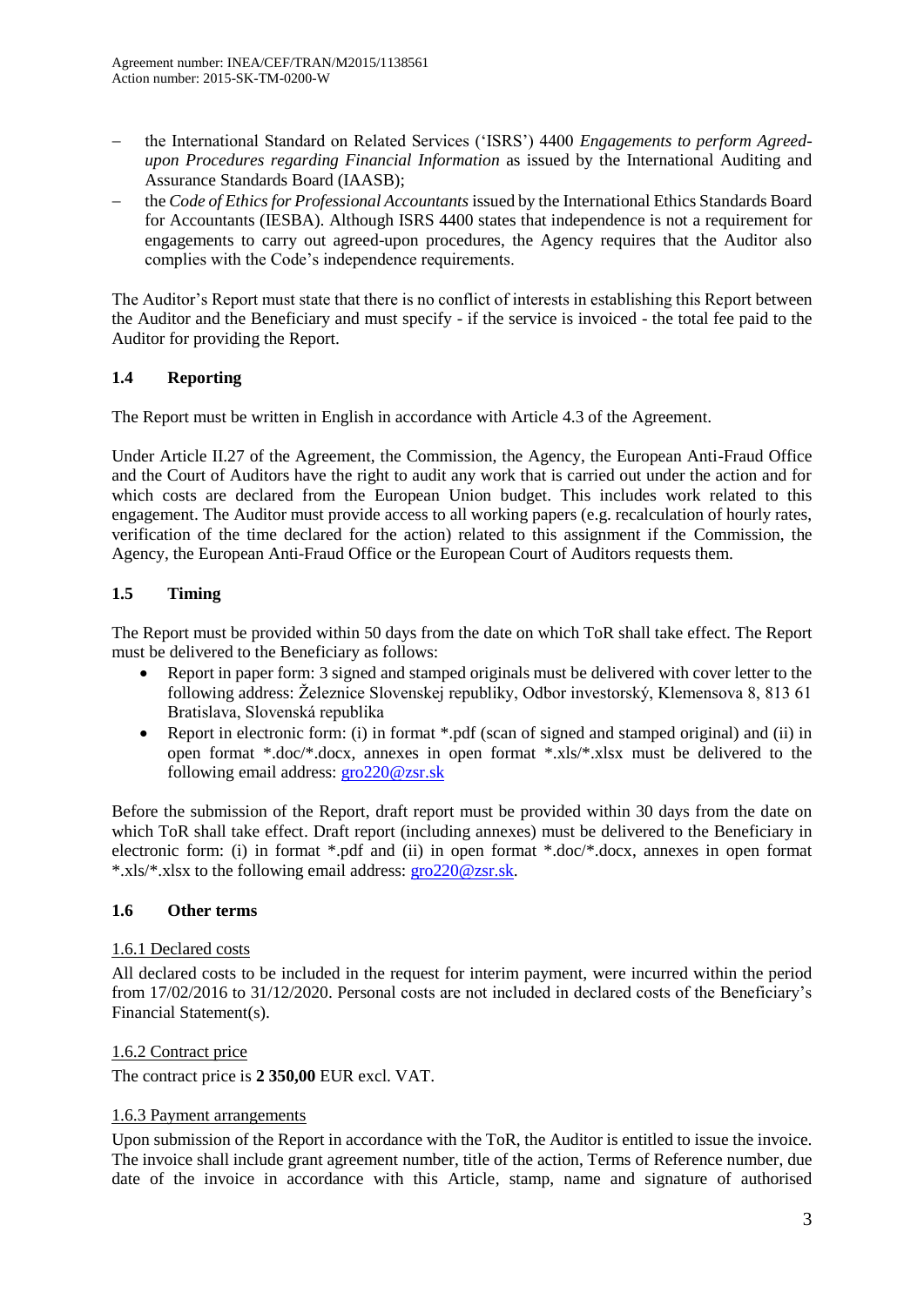- the International Standard on Related Services ('ISRS') 4400 *Engagements to perform Agreed-upon Procedures regarding Financial Information* as issued by the International Auditing and Assurance Standards Board (IAASB);
- the *Code of Ethics for Professional Accountants* issued by the International Ethics Standards Board for Accountants (IESBA). Although ISRS 4400 states that independence is not a requirement for engagements to carry out agreed-upon procedures, the Agency requires that the Auditor also complies with the Code's independence requirements.

The Auditor's Report must state that there is no conflict of interests in establishing this Report between the Auditor and the Beneficiary and must specify - if the service is invoiced - the total fee paid to the Auditor for providing the Report.

## 1.4 Reporting

The Report must be written in English in accordance with Article 4.3 of the Agreement.

Under Article II.27 of the Agreement, the Commission, the Agency, the European Anti-Fraud Office and the Court of Auditors have the right to audit any work that is carried out under the action and for which costs are declared from the European Union budget. This includes work related to this engagement. The Auditor must provide access to all working papers (e.g. recalculation of hourly rates, verification of the time declared for the action) related to this assignment if the Commission, the Agency, the European Anti-Fraud Office or the European Court of Auditors requests them.

## 1.5 Timing

The Report must be provided within 50 days from the date on which ToR shall take effect. The Report must be delivered to the Beneficiary as follows:

- Report in paper form: 3 signed and stamped originals must be delivered with cover letter to the following address: Železnice Slovenskej republiky, Odbor investorský, Klemensova 8, 813 61 Bratislava, Slovenská republika
- Report in electronic form: (i) in format *.pdf (scan of signed and stamped original) and (ii) in open format *.doc/*.docx, annexes in open format *.xls/*.xlsx must be delivered to the following email address: gro220@zsr.sk

Before the submission of the Report, draft report must be provided within 30 days from the date on which ToR shall take effect. Draft report (including annexes) must be delivered to the Beneficiary in electronic form: (i) in format *.pdf and (ii) in open format *.doc/*.docx, annexes in open format *.xls/*.xlsx to the following email address: gro220@zsr.sk.

## 1.6 Other terms

### 1.6.1 Declared costs

All declared costs to be included in the request for interim payment, were incurred within the period from 17/02/2016 to 31/12/2020. Personal costs are not included in declared costs of the Beneficiary's Financial Statement(s).

### 1.6.2 Contract price

The contract price is **2 350,00** EUR excl. VAT.

### 1.6.3 Payment arrangements

Upon submission of the Report in accordance with the ToR, the Auditor is entitled to issue the invoice. The invoice shall include grant agreement number, title of the action, Terms of Reference number, due date of the invoice in accordance with this Article, stamp, name and signature of authorised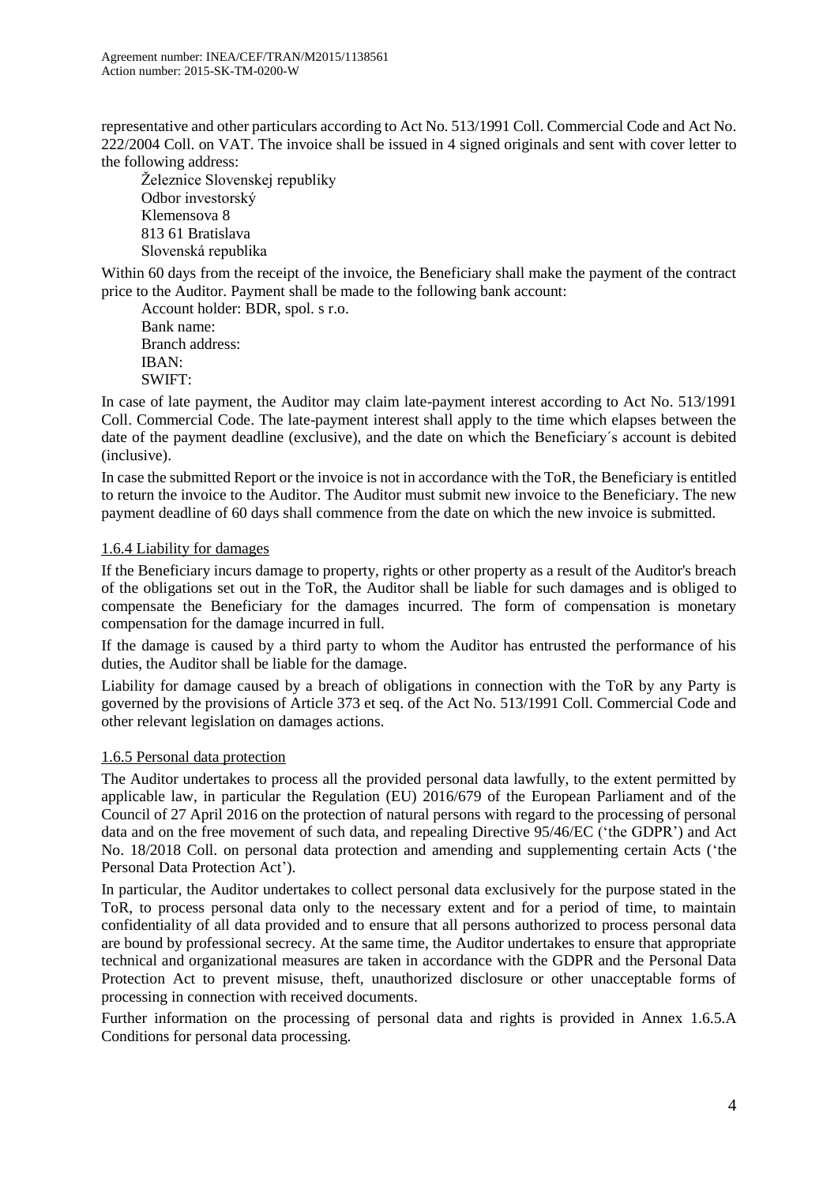representative and other particulars according to Act No. 513/1991 Coll. Commercial Code and Act No. 222/2004 Coll. on VAT. The invoice shall be issued in 4 signed originals and sent with cover letter to the following address:

Železnice Slovenskej republiky
Odbor investorský
Klemensova 8
813 61 Bratislava
Slovenská republika

Within 60 days from the receipt of the invoice, the Beneficiary shall make the payment of the contract price to the Auditor. Payment shall be made to the following bank account:

Account holder: BDR, spol. s r.o.
Bank name:
Branch address:
IBAN:
SWIFT:

In case of late payment, the Auditor may claim late-payment interest according to Act No. 513/1991 Coll. Commercial Code. The late-payment interest shall apply to the time which elapses between the date of the payment deadline (exclusive), and the date on which the Beneficiary´s account is debited (inclusive).

In case the submitted Report or the invoice is not in accordance with the ToR, the Beneficiary is entitled to return the invoice to the Auditor. The Auditor must submit new invoice to the Beneficiary. The new payment deadline of 60 days shall commence from the date on which the new invoice is submitted.

#### 1.6.4 Liability for damages

If the Beneficiary incurs damage to property, rights or other property as a result of the Auditor's breach of the obligations set out in the ToR, the Auditor shall be liable for such damages and is obliged to compensate the Beneficiary for the damages incurred. The form of compensation is monetary compensation for the damage incurred in full.

If the damage is caused by a third party to whom the Auditor has entrusted the performance of his duties, the Auditor shall be liable for the damage.

Liability for damage caused by a breach of obligations in connection with the ToR by any Party is governed by the provisions of Article 373 et seq. of the Act No. 513/1991 Coll. Commercial Code and other relevant legislation on damages actions.

#### 1.6.5 Personal data protection

The Auditor undertakes to process all the provided personal data lawfully, to the extent permitted by applicable law, in particular the Regulation (EU) 2016/679 of the European Parliament and of the Council of 27 April 2016 on the protection of natural persons with regard to the processing of personal data and on the free movement of such data, and repealing Directive 95/46/EC ('the GDPR') and Act No. 18/2018 Coll. on personal data protection and amending and supplementing certain Acts ('the Personal Data Protection Act').

In particular, the Auditor undertakes to collect personal data exclusively for the purpose stated in the ToR, to process personal data only to the necessary extent and for a period of time, to maintain confidentiality of all data provided and to ensure that all persons authorized to process personal data are bound by professional secrecy. At the same time, the Auditor undertakes to ensure that appropriate technical and organizational measures are taken in accordance with the GDPR and the Personal Data Protection Act to prevent misuse, theft, unauthorized disclosure or other unacceptable forms of processing in connection with received documents.

Further information on the processing of personal data and rights is provided in Annex 1.6.5.A Conditions for personal data processing.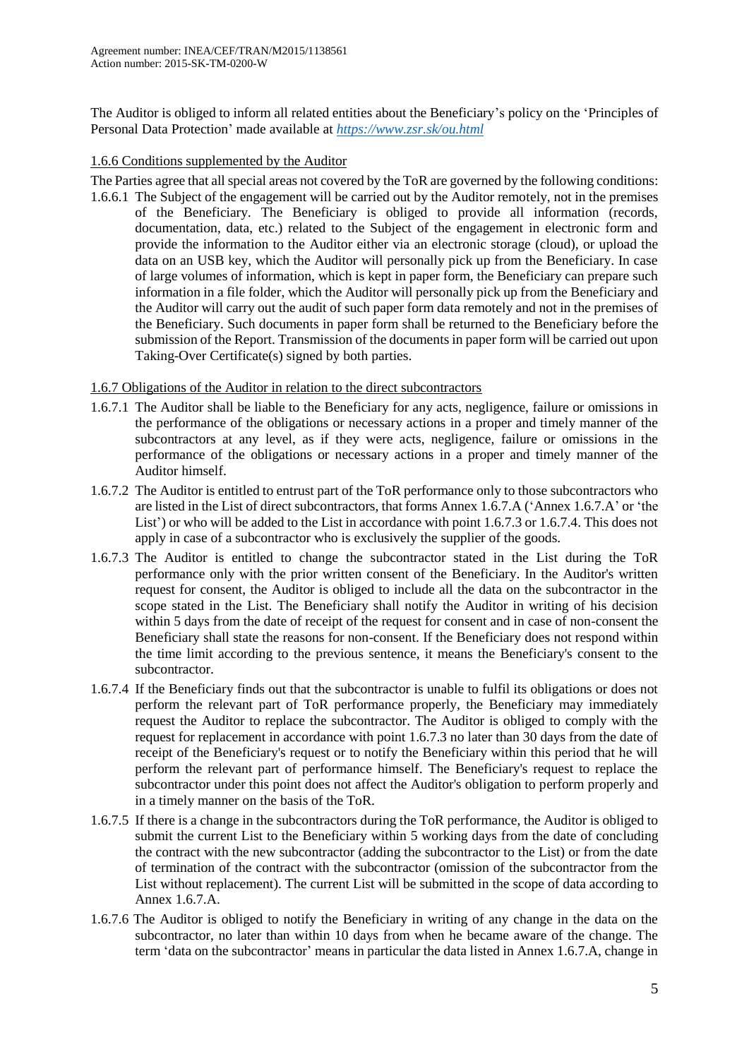The Auditor is obliged to inform all related entities about the Beneficiary's policy on the 'Principles of Personal Data Protection' made available at *https://www.zsr.sk/ou.html*

1.6.6 Conditions supplemented by the Auditor

The Parties agree that all special areas not covered by the ToR are governed by the following conditions:

1.6.6.1 The Subject of the engagement will be carried out by the Auditor remotely, not in the premises of the Beneficiary. The Beneficiary is obliged to provide all information (records, documentation, data, etc.) related to the Subject of the engagement in electronic form and provide the information to the Auditor either via an electronic storage (cloud), or upload the data on an USB key, which the Auditor will personally pick up from the Beneficiary. In case of large volumes of information, which is kept in paper form, the Beneficiary can prepare such information in a file folder, which the Auditor will personally pick up from the Beneficiary and the Auditor will carry out the audit of such paper form data remotely and not in the premises of the Beneficiary. Such documents in paper form shall be returned to the Beneficiary before the submission of the Report. Transmission of the documents in paper form will be carried out upon Taking-Over Certificate(s) signed by both parties.

1.6.7 Obligations of the Auditor in relation to the direct subcontractors

1.6.7.1 The Auditor shall be liable to the Beneficiary for any acts, negligence, failure or omissions in the performance of the obligations or necessary actions in a proper and timely manner of the subcontractors at any level, as if they were acts, negligence, failure or omissions in the performance of the obligations or necessary actions in a proper and timely manner of the Auditor himself.

1.6.7.2 The Auditor is entitled to entrust part of the ToR performance only to those subcontractors who are listed in the List of direct subcontractors, that forms Annex 1.6.7.A ('Annex 1.6.7.A' or 'the List') or who will be added to the List in accordance with point 1.6.7.3 or 1.6.7.4. This does not apply in case of a subcontractor who is exclusively the supplier of the goods.

1.6.7.3 The Auditor is entitled to change the subcontractor stated in the List during the ToR performance only with the prior written consent of the Beneficiary. In the Auditor's written request for consent, the Auditor is obliged to include all the data on the subcontractor in the scope stated in the List. The Beneficiary shall notify the Auditor in writing of his decision within 5 days from the date of receipt of the request for consent and in case of non-consent the Beneficiary shall state the reasons for non-consent. If the Beneficiary does not respond within the time limit according to the previous sentence, it means the Beneficiary's consent to the subcontractor.

1.6.7.4 If the Beneficiary finds out that the subcontractor is unable to fulfil its obligations or does not perform the relevant part of ToR performance properly, the Beneficiary may immediately request the Auditor to replace the subcontractor. The Auditor is obliged to comply with the request for replacement in accordance with point 1.6.7.3 no later than 30 days from the date of receipt of the Beneficiary's request or to notify the Beneficiary within this period that he will perform the relevant part of performance himself. The Beneficiary's request to replace the subcontractor under this point does not affect the Auditor's obligation to perform properly and in a timely manner on the basis of the ToR.

1.6.7.5 If there is a change in the subcontractors during the ToR performance, the Auditor is obliged to submit the current List to the Beneficiary within 5 working days from the date of concluding the contract with the new subcontractor (adding the subcontractor to the List) or from the date of termination of the contract with the subcontractor (omission of the subcontractor from the List without replacement). The current List will be submitted in the scope of data according to Annex 1.6.7.A.

1.6.7.6 The Auditor is obliged to notify the Beneficiary in writing of any change in the data on the subcontractor, no later than within 10 days from when he became aware of the change. The term 'data on the subcontractor' means in particular the data listed in Annex 1.6.7.A, change in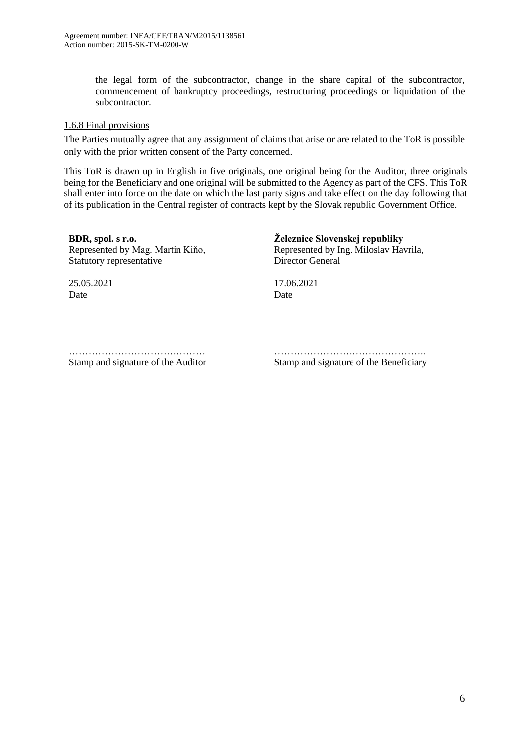the legal form of the subcontractor, change in the share capital of the subcontractor, commencement of bankruptcy proceedings, restructuring proceedings or liquidation of the subcontractor.

1.6.8 Final provisions

The Parties mutually agree that any assignment of claims that arise or are related to the ToR is possible only with the prior written consent of the Party concerned.

This ToR is drawn up in English in five originals, one original being for the Auditor, three originals being for the Beneficiary and one original will be submitted to the Agency as part of the CFS. This ToR shall enter into force on the date on which the last party signs and take effect on the day following that of its publication in the Central register of contracts kept by the Slovak republic Government Office.

**BDR, spol. s r.o.**
Represented by Mag. Martin Kiňo,
Statutory representative

25.05.2021
Date

……………………………………
Stamp and signature of the Auditor

**Železnice Slovenskej republiky**
Represented by Ing. Miloslav Havrila,
Director General

17.06.2021
Date

………………………………………..
Stamp and signature of the Beneficiary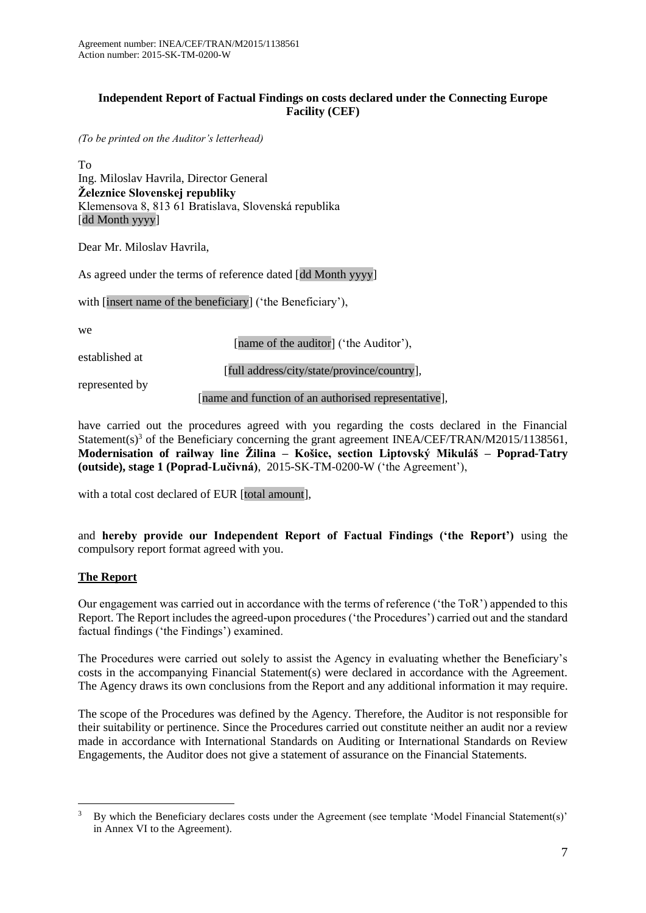Agreement number: INEA/CEF/TRAN/M2015/1138561
Action number: 2015-SK-TM-0200-W

**Independent Report of Factual Findings on costs declared under the Connecting Europe Facility (CEF)**

*(To be printed on the Auditor's letterhead)*

To
Ing. Miloslav Havrila, Director General
**Železnice Slovenskej republiky**
Klemensova 8, 813 61 Bratislava, Slovenská republika
[dd Month yyyy]

Dear Mr. Miloslav Havrila,

As agreed under the terms of reference dated [dd Month yyyy]

with [insert name of the beneficiary] ('the Beneficiary'),

we [name of the auditor] ('the Auditor'),

established at [full address/city/state/province/country],

represented by [name and function of an authorised representative],

have carried out the procedures agreed with you regarding the costs declared in the Financial Statement(s)[3] of the Beneficiary concerning the grant agreement INEA/CEF/TRAN/M2015/1138561, **Modernisation of railway line Žilina – Košice, section Liptovský Mikuláš – Poprad-Tatry (outside), stage 1 (Poprad-Lučivná)**, 2015-SK-TM-0200-W ('the Agreement'),

with a total cost declared of EUR [total amount],

and **hereby provide our Independent Report of Factual Findings ('the Report')** using the compulsory report format agreed with you.

**The Report**

Our engagement was carried out in accordance with the terms of reference ('the ToR') appended to this Report. The Report includes the agreed-upon procedures ('the Procedures') carried out and the standard factual findings ('the Findings') examined.

The Procedures were carried out solely to assist the Agency in evaluating whether the Beneficiary's costs in the accompanying Financial Statement(s) were declared in accordance with the Agreement. The Agency draws its own conclusions from the Report and any additional information it may require.

The scope of the Procedures was defined by the Agency. Therefore, the Auditor is not responsible for their suitability or pertinence. Since the Procedures carried out constitute neither an audit nor a review made in accordance with International Standards on Auditing or International Standards on Review Engagements, the Auditor does not give a statement of assurance on the Financial Statements.

[3] By which the Beneficiary declares costs under the Agreement (see template 'Model Financial Statement(s)' in Annex VI to the Agreement).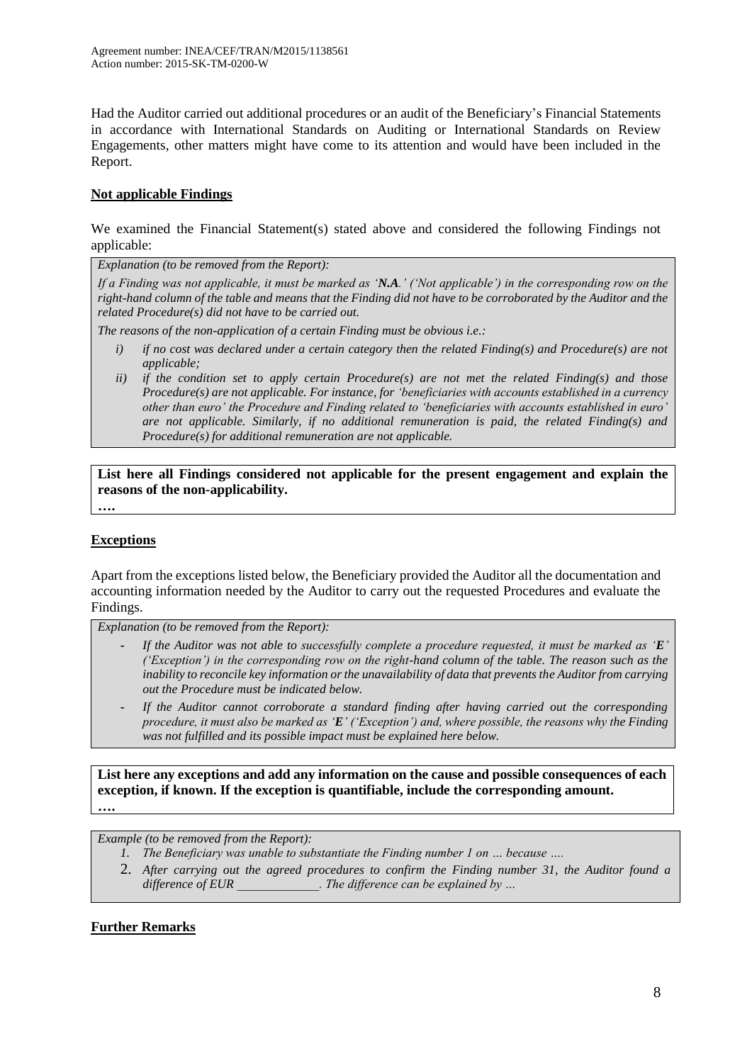Had the Auditor carried out additional procedures or an audit of the Beneficiary's Financial Statements in accordance with International Standards on Auditing or International Standards on Review Engagements, other matters might have come to its attention and would have been included in the Report.

**Not applicable Findings**

We examined the Financial Statement(s) stated above and considered the following Findings not applicable:

*Explanation (to be removed from the Report):*

*If a Finding was not applicable, it must be marked as '**N.A**.' ('Not applicable') in the corresponding row on the right-hand column of the table and means that the Finding did not have to be corroborated by the Auditor and the related Procedure(s) did not have to be carried out.*

*The reasons of the non-application of a certain Finding must be obvious i.e.:*

*i) if no cost was declared under a certain category then the related Finding(s) and Procedure(s) are not applicable;*

*ii) if the condition set to apply certain Procedure(s) are not met the related Finding(s) and those Procedure(s) are not applicable. For instance, for 'beneficiaries with accounts established in a currency other than euro' the Procedure and Finding related to 'beneficiaries with accounts established in euro' are not applicable. Similarly, if no additional remuneration is paid, the related Finding(s) and Procedure(s) for additional remuneration are not applicable.*

**List here all Findings considered not applicable for the present engagement and explain the reasons of the non-applicability.**

**….**

**Exceptions**

Apart from the exceptions listed below, the Beneficiary provided the Auditor all the documentation and accounting information needed by the Auditor to carry out the requested Procedures and evaluate the Findings.

*Explanation (to be removed from the Report):*

- *If the Auditor was not able to successfully complete a procedure requested, it must be marked as '**E**' ('Exception') in the corresponding row on the right-hand column of the table. The reason such as the inability to reconcile key information or the unavailability of data that prevents the Auditor from carrying out the Procedure must be indicated below.*
- *If the Auditor cannot corroborate a standard finding after having carried out the corresponding procedure, it must also be marked as '**E**' ('Exception') and, where possible, the reasons why the Finding was not fulfilled and its possible impact must be explained here below.*

**List here any exceptions and add any information on the cause and possible consequences of each exception, if known. If the exception is quantifiable, include the corresponding amount.**

**….**

*Example (to be removed from the Report):*

1. *The Beneficiary was unable to substantiate the Finding number 1 on … because ….*
2. *After carrying out the agreed procedures to confirm the Finding number 31, the Auditor found a difference of EUR \_\_\_\_\_\_\_\_\_\_\_\_\_. The difference can be explained by …*

**Further Remarks**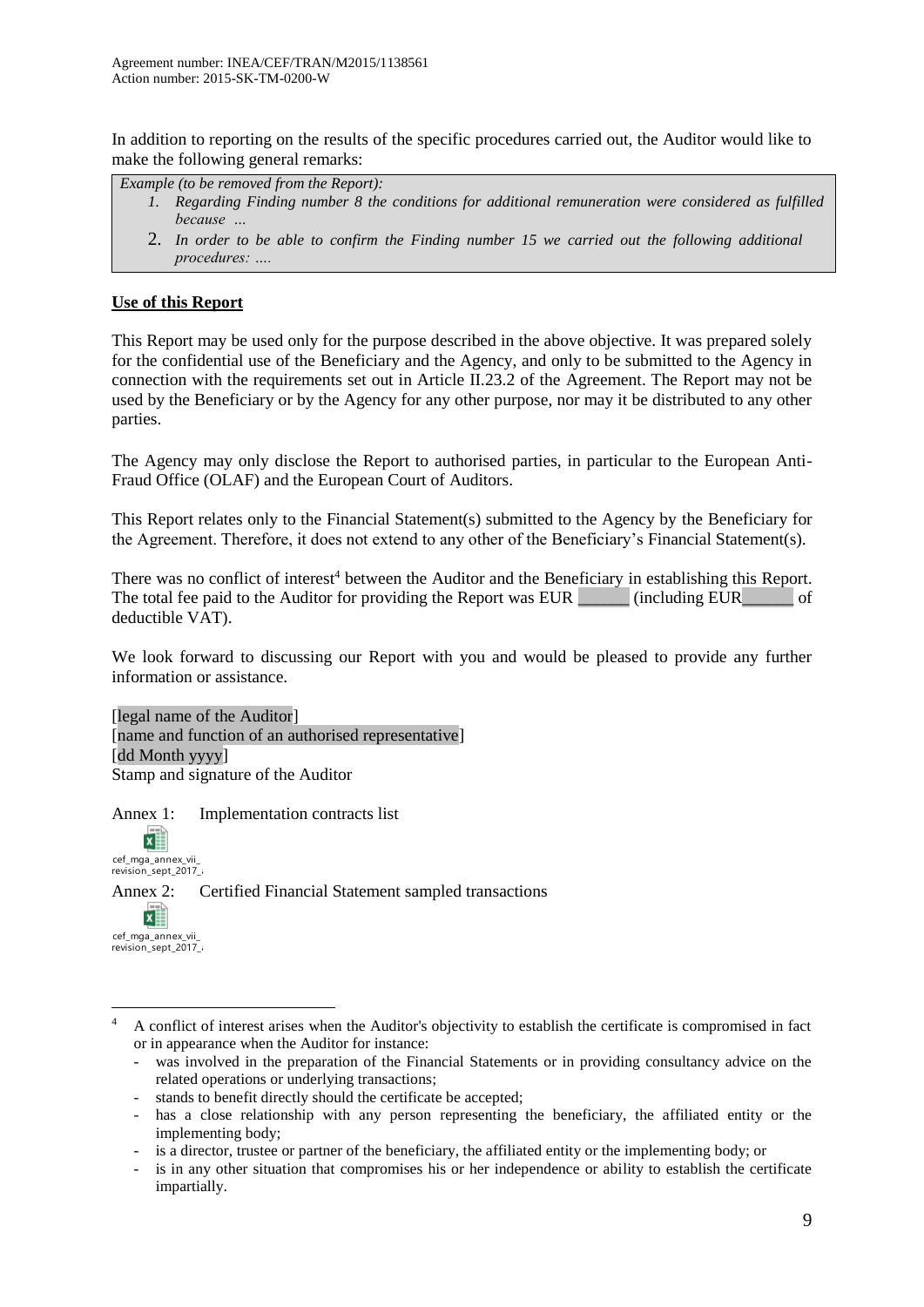In addition to reporting on the results of the specific procedures carried out, the Auditor would like to make the following general remarks:

> *Example (to be removed from the Report):*
> 1. *Regarding Finding number 8 the conditions for additional remuneration were considered as fulfilled because …*
> 2. *In order to be able to confirm the Finding number 15 we carried out the following additional procedures: ….*

**Use of this Report**

This Report may be used only for the purpose described in the above objective. It was prepared solely for the confidential use of the Beneficiary and the Agency, and only to be submitted to the Agency in connection with the requirements set out in Article II.23.2 of the Agreement. The Report may not be used by the Beneficiary or by the Agency for any other purpose, nor may it be distributed to any other parties.

The Agency may only disclose the Report to authorised parties, in particular to the European Anti-Fraud Office (OLAF) and the European Court of Auditors.

This Report relates only to the Financial Statement(s) submitted to the Agency by the Beneficiary for the Agreement. Therefore, it does not extend to any other of the Beneficiary's Financial Statement(s).

There was no conflict of interest[4] between the Auditor and the Beneficiary in establishing this Report. The total fee paid to the Auditor for providing the Report was EUR ______ (including EUR______ of deductible VAT).

We look forward to discussing our Report with you and would be pleased to provide any further information or assistance.

[legal name of the Auditor]
[name and function of an authorised representative]
[dd Month yyyy]
Stamp and signature of the Auditor

Annex 1: Implementation contracts list

cef_mga_annex_vii_revision_sept_2017_

Annex 2: Certified Financial Statement sampled transactions

cef_mga_annex_vii_revision_sept_2017_

---

[4] A conflict of interest arises when the Auditor's objectivity to establish the certificate is compromised in fact or in appearance when the Auditor for instance:
- was involved in the preparation of the Financial Statements or in providing consultancy advice on the related operations or underlying transactions;
- stands to benefit directly should the certificate be accepted;
- has a close relationship with any person representing the beneficiary, the affiliated entity or the implementing body;
- is a director, trustee or partner of the beneficiary, the affiliated entity or the implementing body; or
- is in any other situation that compromises his or her independence or ability to establish the certificate impartially.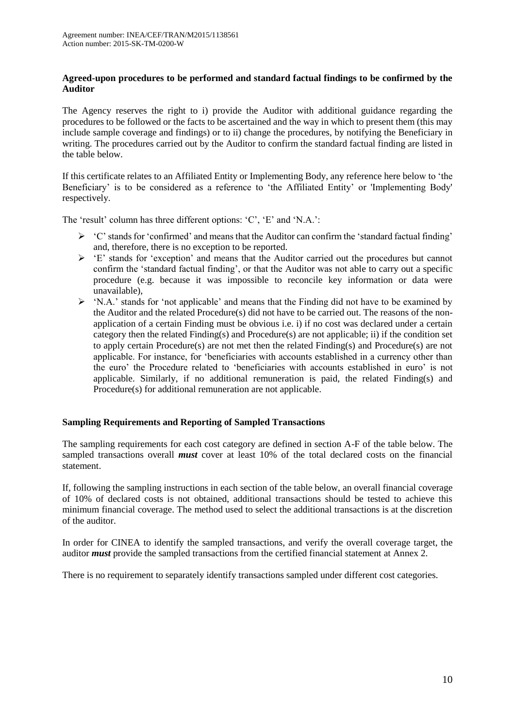**Agreed-upon procedures to be performed and standard factual findings to be confirmed by the Auditor**

The Agency reserves the right to i) provide the Auditor with additional guidance regarding the procedures to be followed or the facts to be ascertained and the way in which to present them (this may include sample coverage and findings) or to ii) change the procedures, by notifying the Beneficiary in writing. The procedures carried out by the Auditor to confirm the standard factual finding are listed in the table below.

If this certificate relates to an Affiliated Entity or Implementing Body, any reference here below to 'the Beneficiary' is to be considered as a reference to 'the Affiliated Entity' or 'Implementing Body' respectively.

The 'result' column has three different options: 'C', 'E' and 'N.A.':

- 'C' stands for 'confirmed' and means that the Auditor can confirm the 'standard factual finding' and, therefore, there is no exception to be reported.
- 'E' stands for 'exception' and means that the Auditor carried out the procedures but cannot confirm the 'standard factual finding', or that the Auditor was not able to carry out a specific procedure (e.g. because it was impossible to reconcile key information or data were unavailable),
- 'N.A.' stands for 'not applicable' and means that the Finding did not have to be examined by the Auditor and the related Procedure(s) did not have to be carried out. The reasons of the non-application of a certain Finding must be obvious i.e. i) if no cost was declared under a certain category then the related Finding(s) and Procedure(s) are not applicable; ii) if the condition set to apply certain Procedure(s) are not met then the related Finding(s) and Procedure(s) are not applicable. For instance, for 'beneficiaries with accounts established in a currency other than the euro' the Procedure related to 'beneficiaries with accounts established in euro' is not applicable. Similarly, if no additional remuneration is paid, the related Finding(s) and Procedure(s) for additional remuneration are not applicable.

**Sampling Requirements and Reporting of Sampled Transactions**

The sampling requirements for each cost category are defined in section A-F of the table below. The sampled transactions overall ***must*** cover at least 10% of the total declared costs on the financial statement.

If, following the sampling instructions in each section of the table below, an overall financial coverage of 10% of declared costs is not obtained, additional transactions should be tested to achieve this minimum financial coverage. The method used to select the additional transactions is at the discretion of the auditor.

In order for CINEA to identify the sampled transactions, and verify the overall coverage target, the auditor ***must*** provide the sampled transactions from the certified financial statement at Annex 2.

There is no requirement to separately identify transactions sampled under different cost categories.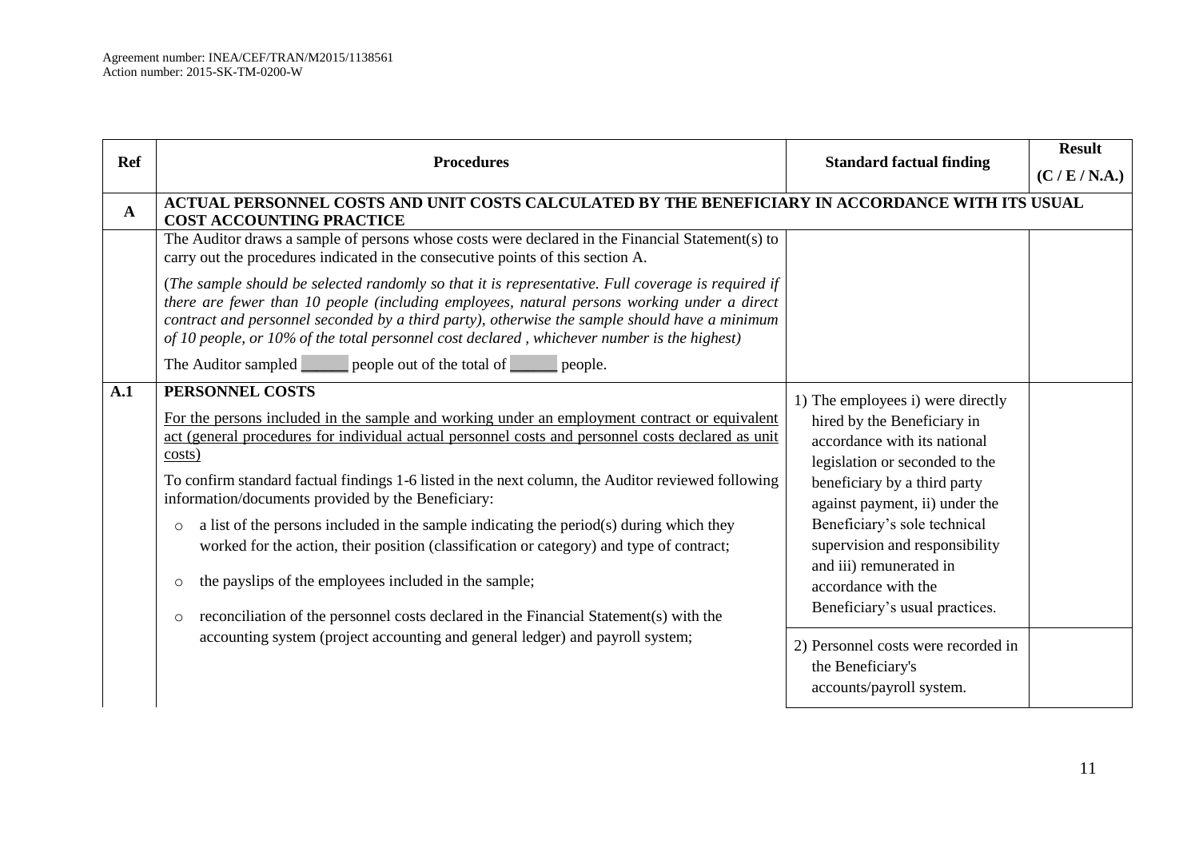| Ref | Procedures | Standard factual finding | Result (C / E / N.A.) |
|---|---|---|---|
| **A** | **ACTUAL PERSONNEL COSTS AND UNIT COSTS CALCULATED BY THE BENEFICIARY IN ACCORDANCE WITH ITS USUAL COST ACCOUNTING PRACTICE** | | |
| | The Auditor draws a sample of persons whose costs were declared in the Financial Statement(s) to carry out the procedures indicated in the consecutive points of this section A.<br><br>(*The sample should be selected randomly so that it is representative. Full coverage is required if there are fewer than 10 people (including employees, natural persons working under a direct contract and personnel seconded by a third party), otherwise the sample should have a minimum of 10 people, or 10% of the total personnel cost declared , whichever number is the highest)*<br><br>The Auditor sampled ______ people out of the total of ______ people. | | |
| **A.1** | **PERSONNEL COSTS**<br><br>For the persons included in the sample and working under an employment contract or equivalent act (general procedures for individual actual personnel costs and personnel costs declared as unit costs)<br><br>To confirm standard factual findings 1-6 listed in the next column, the Auditor reviewed following information/documents provided by the Beneficiary:<br><br>○ a list of the persons included in the sample indicating the period(s) during which they worked for the action, their position (classification or category) and type of contract;<br><br>○ the payslips of the employees included in the sample;<br><br>○ reconciliation of the personnel costs declared in the Financial Statement(s) with the accounting system (project accounting and general ledger) and payroll system; | 1) The employees i) were directly hired by the Beneficiary in accordance with its national legislation or seconded to the beneficiary by a third party against payment, ii) under the Beneficiary's sole technical supervision and responsibility and iii) remunerated in accordance with the Beneficiary's usual practices.<br><br>2) Personnel costs were recorded in the Beneficiary's accounts/payroll system. | |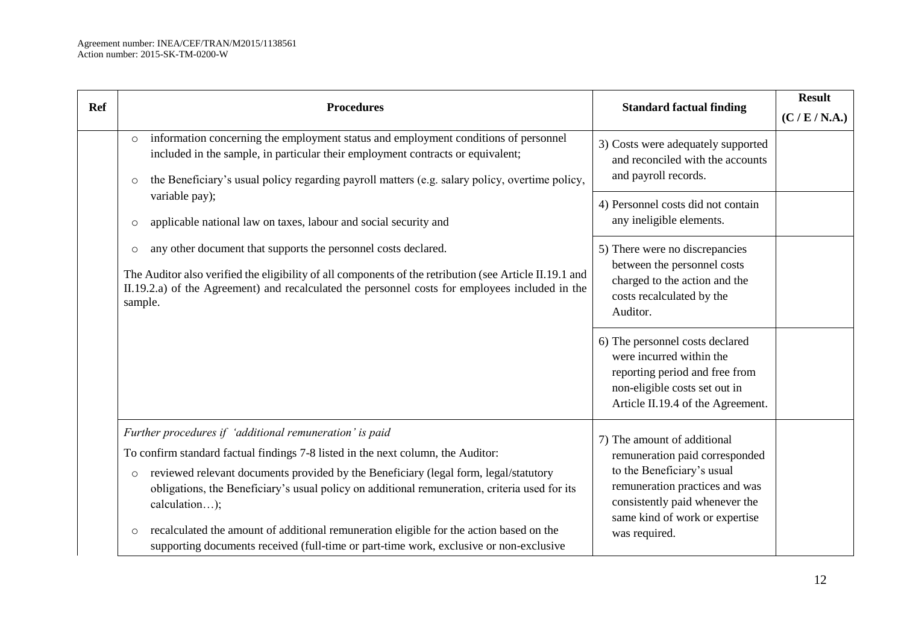Agreement number: INEA/CEF/TRAN/M2015/1138561
Action number: 2015-SK-TM-0200-W

| Ref | Procedures | Standard factual finding | Result (C / E / N.A.) |
|---|---|---|---|
| | ○ information concerning the employment status and employment conditions of personnel included in the sample, in particular their employment contracts or equivalent;<br>○ the Beneficiary's usual policy regarding payroll matters (e.g. salary policy, overtime policy, variable pay);<br>○ applicable national law on taxes, labour and social security and<br>○ any other document that supports the personnel costs declared.<br>The Auditor also verified the eligibility of all components of the retribution (see Article II.19.1 and II.19.2.a) of the Agreement) and recalculated the personnel costs for employees included in the sample. | 3) Costs were adequately supported and reconciled with the accounts and payroll records. | |
| | | 4) Personnel costs did not contain any ineligible elements. | |
| | | 5) There were no discrepancies between the personnel costs charged to the action and the costs recalculated by the Auditor. | |
| | | 6) The personnel costs declared were incurred within the reporting period and free from non-eligible costs set out in Article II.19.4 of the Agreement. | |
| | *Further procedures if 'additional remuneration' is paid*<br>To confirm standard factual findings 7-8 listed in the next column, the Auditor:<br>○ reviewed relevant documents provided by the Beneficiary (legal form, legal/statutory obligations, the Beneficiary's usual policy on additional remuneration, criteria used for its calculation…);<br>○ recalculated the amount of additional remuneration eligible for the action based on the supporting documents received (full-time or part-time work, exclusive or non-exclusive | 7) The amount of additional remuneration paid corresponded to the Beneficiary's usual remuneration practices and was consistently paid whenever the same kind of work or expertise was required. | |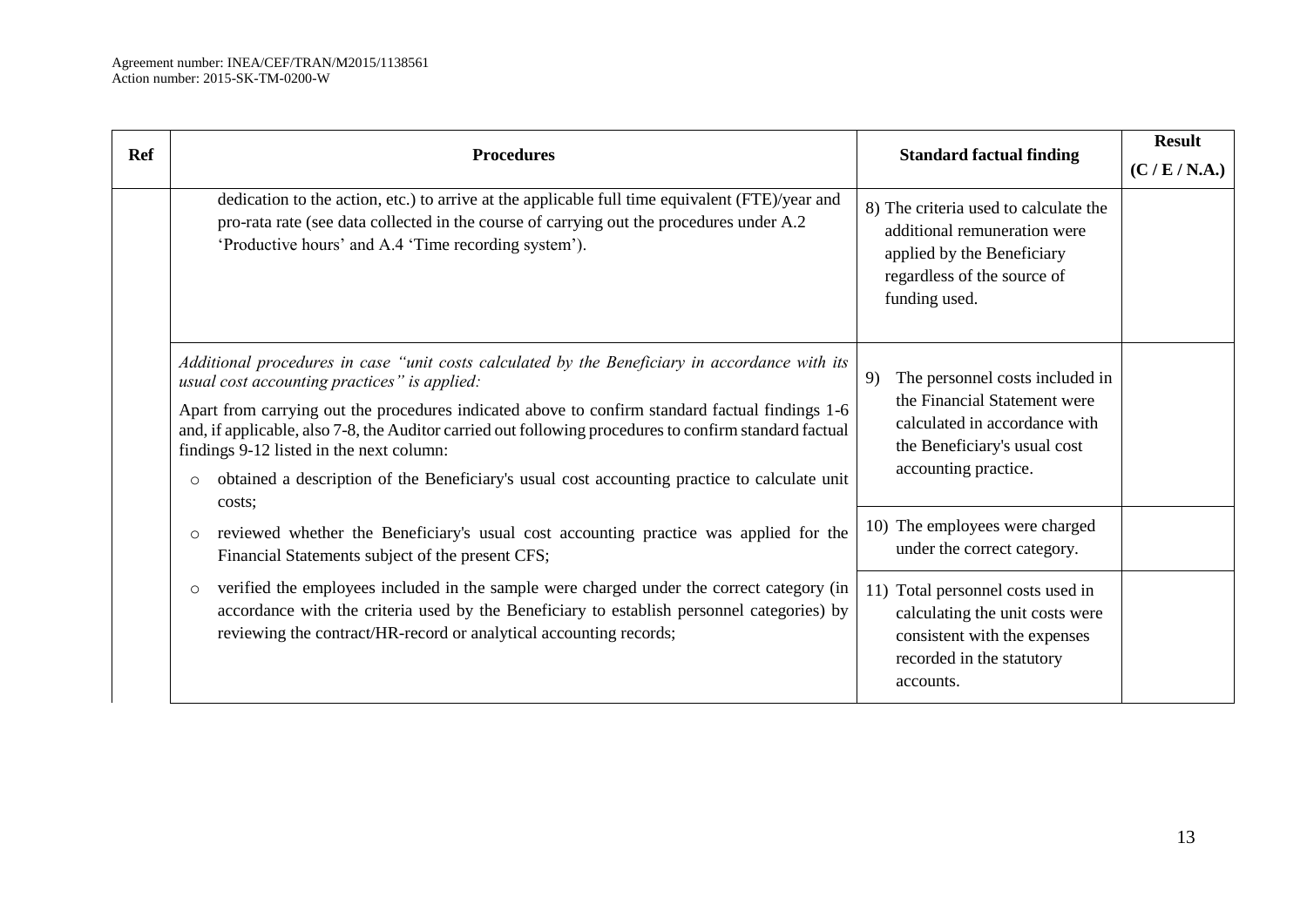| Ref | Procedures | Standard factual finding | Result (C / E / N.A.) |
|---|---|---|---|
| | dedication to the action, etc.) to arrive at the applicable full time equivalent (FTE)/year and pro-rata rate (see data collected in the course of carrying out the procedures under A.2 'Productive hours' and A.4 'Time recording system'). | 8) The criteria used to calculate the additional remuneration were applied by the Beneficiary regardless of the source of funding used. | |
| | *Additional procedures in case "unit costs calculated by the Beneficiary in accordance with its usual cost accounting practices" is applied:*<br><br>Apart from carrying out the procedures indicated above to confirm standard factual findings 1-6 and, if applicable, also 7-8, the Auditor carried out following procedures to confirm standard factual findings 9-12 listed in the next column:<br><br>○ obtained a description of the Beneficiary's usual cost accounting practice to calculate unit costs; | 9) The personnel costs included in the Financial Statement were calculated in accordance with the Beneficiary's usual cost accounting practice. | |
| | ○ reviewed whether the Beneficiary's usual cost accounting practice was applied for the Financial Statements subject of the present CFS; | 10) The employees were charged under the correct category. | |
| | ○ verified the employees included in the sample were charged under the correct category (in accordance with the criteria used by the Beneficiary to establish personnel categories) by reviewing the contract/HR-record or analytical accounting records; | 11) Total personnel costs used in calculating the unit costs were consistent with the expenses recorded in the statutory accounts. | |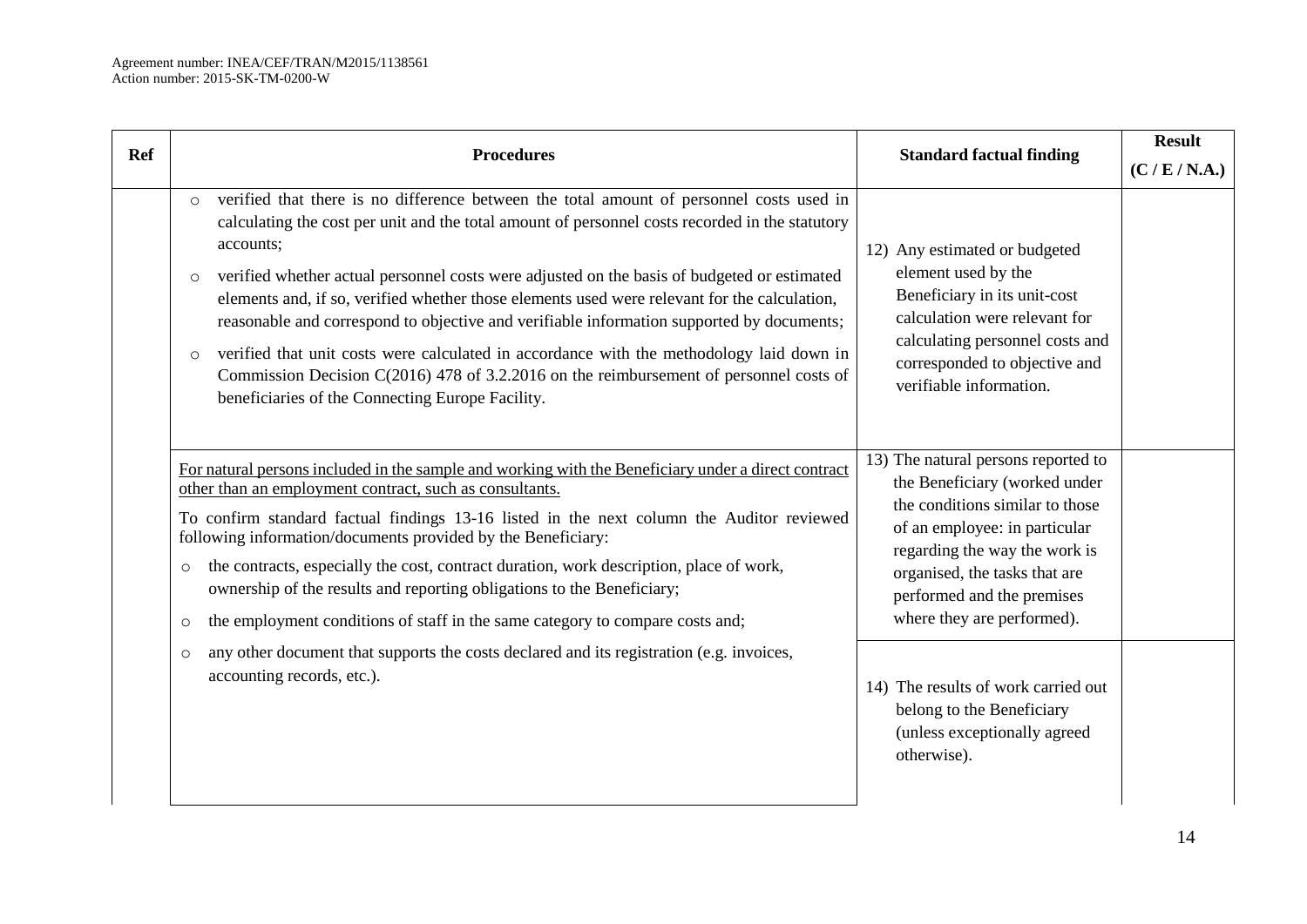| Ref | Procedures | Standard factual finding | Result (C / E / N.A.) |
| --- | --- | --- | --- |
| | ○ verified that there is no difference between the total amount of personnel costs used in calculating the cost per unit and the total amount of personnel costs recorded in the statutory accounts;<br>○ verified whether actual personnel costs were adjusted on the basis of budgeted or estimated elements and, if so, verified whether those elements used were relevant for the calculation, reasonable and correspond to objective and verifiable information supported by documents;<br>○ verified that unit costs were calculated in accordance with the methodology laid down in Commission Decision C(2016) 478 of 3.2.2016 on the reimbursement of personnel costs of beneficiaries of the Connecting Europe Facility. | 12) Any estimated or budgeted element used by the Beneficiary in its unit-cost calculation were relevant for calculating personnel costs and corresponded to objective and verifiable information. | |
| | <u>For natural persons included in the sample and working with the Beneficiary under a direct contract other than an employment contract, such as consultants.</u><br>To confirm standard factual findings 13-16 listed in the next column the Auditor reviewed following information/documents provided by the Beneficiary:<br>○ the contracts, especially the cost, contract duration, work description, place of work, ownership of the results and reporting obligations to the Beneficiary;<br>○ the employment conditions of staff in the same category to compare costs and;<br>○ any other document that supports the costs declared and its registration (e.g. invoices, accounting records, etc.). | 13) The natural persons reported to the Beneficiary (worked under the conditions similar to those of an employee: in particular regarding the way the work is organised, the tasks that are performed and the premises where they are performed). | |
| | | 14) The results of work carried out belong to the Beneficiary (unless exceptionally agreed otherwise). | |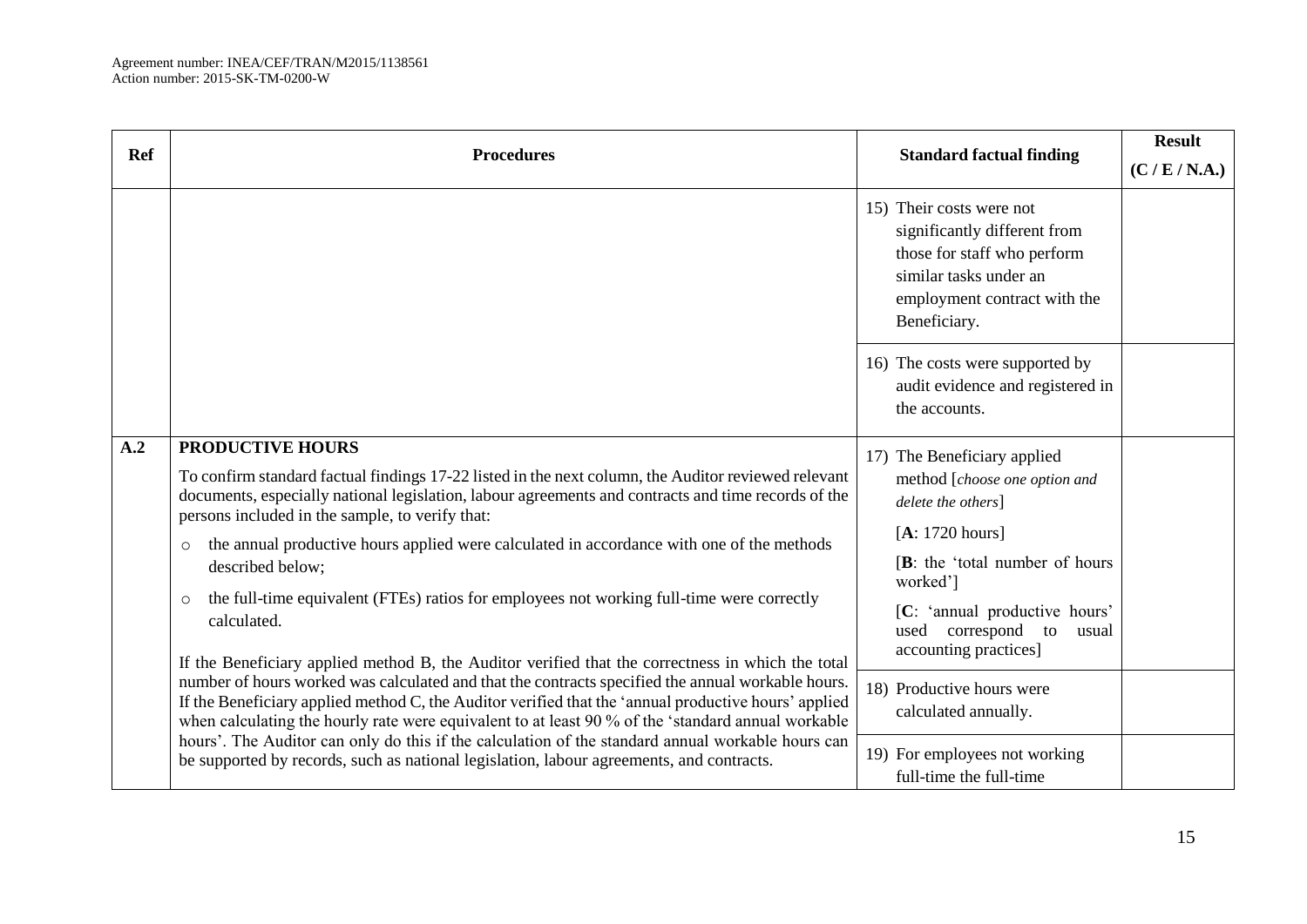| Ref | Procedures | Standard factual finding | Result (C / E / N.A.) |
|---|---|---|---|
| | | 15) Their costs were not significantly different from those for staff who perform similar tasks under an employment contract with the Beneficiary. | |
| | | 16) The costs were supported by audit evidence and registered in the accounts. | |
| **A.2** | **PRODUCTIVE HOURS**<br><br>To confirm standard factual findings 17-22 listed in the next column, the Auditor reviewed relevant documents, especially national legislation, labour agreements and contracts and time records of the persons included in the sample, to verify that:<br><br>○ the annual productive hours applied were calculated in accordance with one of the methods described below;<br>○ the full-time equivalent (FTEs) ratios for employees not working full-time were correctly calculated.<br><br>If the Beneficiary applied method B, the Auditor verified that the correctness in which the total number of hours worked was calculated and that the contracts specified the annual workable hours. If the Beneficiary applied method C, the Auditor verified that the 'annual productive hours' applied when calculating the hourly rate were equivalent to at least 90 % of the 'standard annual workable hours'. The Auditor can only do this if the calculation of the standard annual workable hours can be supported by records, such as national legislation, labour agreements, and contracts. | 17) The Beneficiary applied method [*choose one option and delete the others*]<br><br>[**A**: 1720 hours]<br><br>[**B**: the 'total number of hours worked']<br><br>[**C**: 'annual productive hours' used correspond to usual accounting practices] | |
| | | 18) Productive hours were calculated annually. | |
| | | 19) For employees not working full-time the full-time | |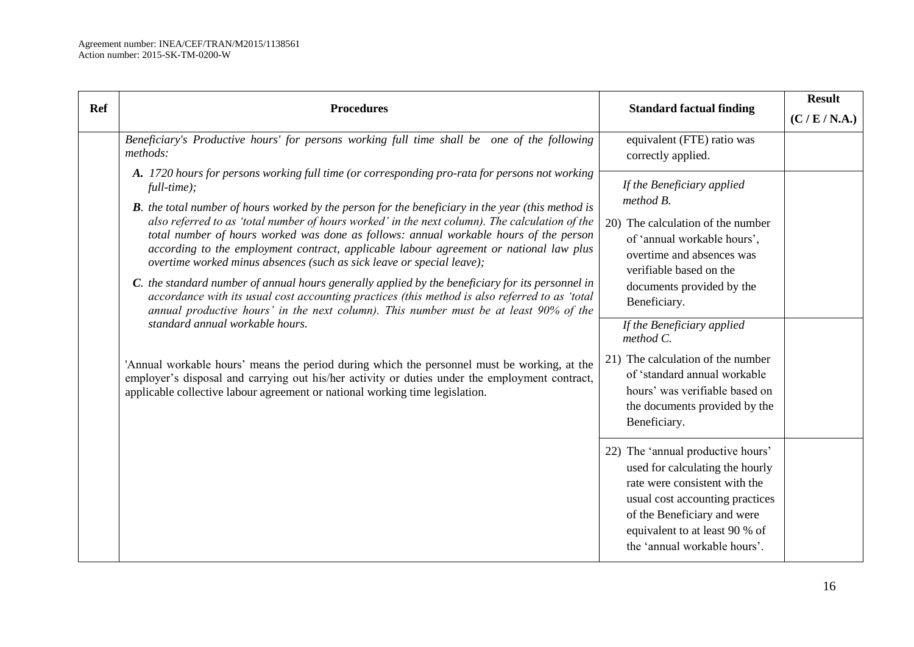| Ref | Procedures | Standard factual finding | Result (C / E / N.A.) |
|---|---|---|---|
| | *Beneficiary's Productive hours' for persons working full time shall be one of the following methods:*<br>***A.*** *1720 hours for persons working full time (or corresponding pro-rata for persons not working full-time);*<br>***B.*** *the total number of hours worked by the person for the beneficiary in the year (this method is also referred to as 'total number of hours worked' in the next column). The calculation of the total number of hours worked was done as follows: annual workable hours of the person according to the employment contract, applicable labour agreement or national law plus overtime worked minus absences (such as sick leave or special leave);*<br>***C.*** *the standard number of annual hours generally applied by the beneficiary for its personnel in accordance with its usual cost accounting practices (this method is also referred to as 'total annual productive hours' in the next column). This number must be at least 90% of the standard annual workable hours.*<br><br>'Annual workable hours' means the period during which the personnel must be working, at the employer's disposal and carrying out his/her activity or duties under the employment contract, applicable collective labour agreement or national working time legislation. | equivalent (FTE) ratio was correctly applied. | |
| | | *If the Beneficiary applied method B.*<br>20) The calculation of the number of 'annual workable hours', overtime and absences was verifiable based on the documents provided by the Beneficiary. | |
| | | *If the Beneficiary applied method C.*<br>21) The calculation of the number of 'standard annual workable hours' was verifiable based on the documents provided by the Beneficiary. | |
| | | 22) The 'annual productive hours' used for calculating the hourly rate were consistent with the usual cost accounting practices of the Beneficiary and were equivalent to at least 90 % of the 'annual workable hours'. | |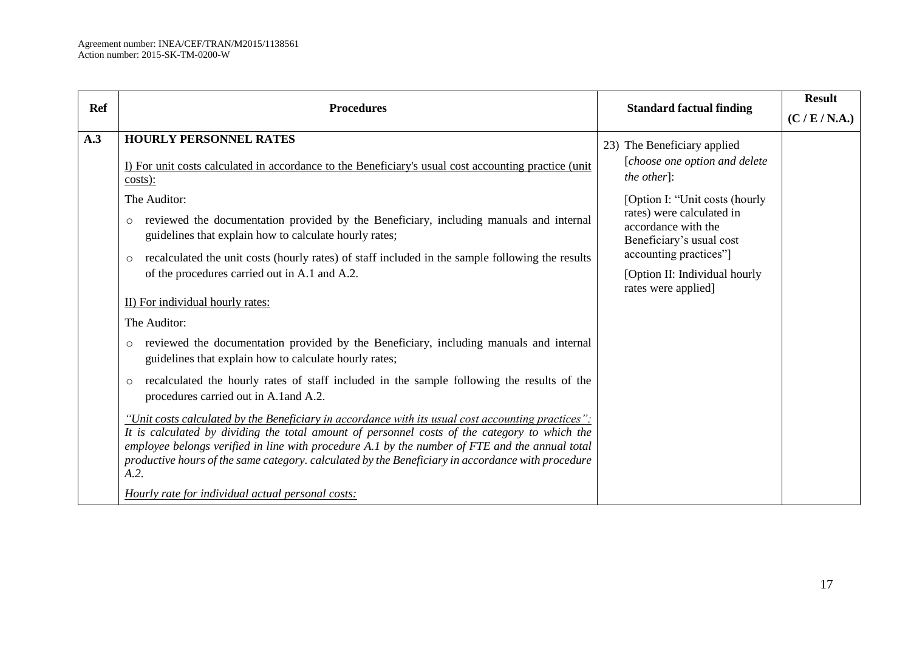| Ref | Procedures | Standard factual finding | Result (C / E / N.A.) |
|---|---|---|---|
| **A.3** | **HOURLY PERSONNEL RATES**<br><br><u>I) For unit costs calculated in accordance to the Beneficiary's usual cost accounting practice (unit costs):</u><br><br>The Auditor:<br><br>○ reviewed the documentation provided by the Beneficiary, including manuals and internal guidelines that explain how to calculate hourly rates;<br><br>○ recalculated the unit costs (hourly rates) of staff included in the sample following the results of the procedures carried out in A.1 and A.2.<br><br><u>II) For individual hourly rates:</u><br><br>The Auditor:<br><br>○ reviewed the documentation provided by the Beneficiary, including manuals and internal guidelines that explain how to calculate hourly rates;<br><br>○ recalculated the hourly rates of staff included in the sample following the results of the procedures carried out in A.1and A.2.<br><br>*<u>"Unit costs calculated by the Beneficiary in accordance with its usual cost accounting practices":</u>*<br>*It is calculated by dividing the total amount of personnel costs of the category to which the employee belongs verified in line with procedure A.1 by the number of FTE and the annual total productive hours of the same category. calculated by the Beneficiary in accordance with procedure A.2.*<br><br>*<u>Hourly rate for individual actual personal costs:</u>* | 23) The Beneficiary applied [*choose one option and delete the other*]:<br><br>[Option I: "Unit costs (hourly rates) were calculated in accordance with the Beneficiary's usual cost accounting practices"]<br><br>[Option II: Individual hourly rates were applied] | |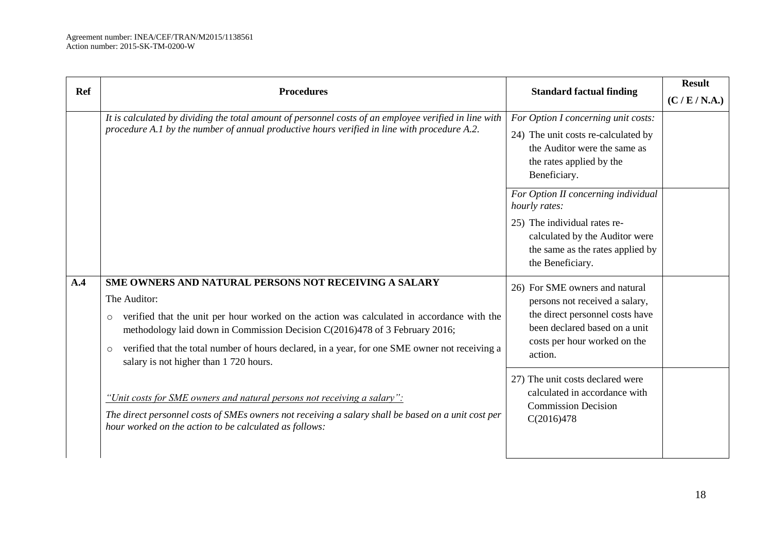| Ref | Procedures | Standard factual finding | Result (C / E / N.A.) |
|---|---|---|---|
| | *It is calculated by dividing the total amount of personnel costs of an employee verified in line with procedure A.1 by the number of annual productive hours verified in line with procedure A.2.* | *For Option I concerning unit costs:* 24) The unit costs re-calculated by the Auditor were the same as the rates applied by the Beneficiary. | |
| | | *For Option II concerning individual hourly rates:* 25) The individual rates re-calculated by the Auditor were the same as the rates applied by the Beneficiary. | |
| **A.4** | **SME OWNERS AND NATURAL PERSONS NOT RECEIVING A SALARY** The Auditor: ○ verified that the unit per hour worked on the action was calculated in accordance with the methodology laid down in Commission Decision C(2016)478 of 3 February 2016; ○ verified that the total number of hours declared, in a year, for one SME owner not receiving a salary is not higher than 1 720 hours. | 26) For SME owners and natural persons not received a salary, the direct personnel costs have been declared based on a unit costs per hour worked on the action. | |
| | *"Unit costs for SME owners and natural persons not receiving a salary":* *The direct personnel costs of SMEs owners not receiving a salary shall be based on a unit cost per hour worked on the action to be calculated as follows:* | 27) The unit costs declared were calculated in accordance with Commission Decision C(2016)478 | |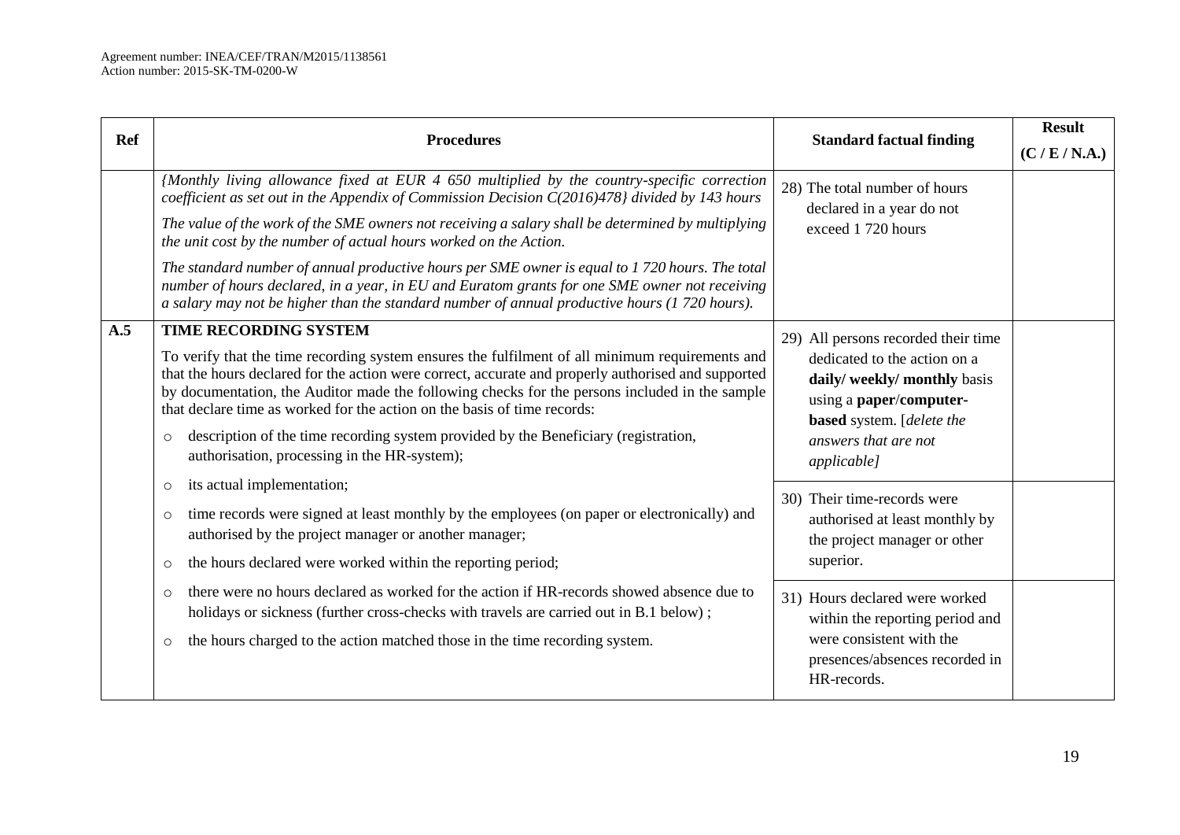| Ref | Procedures | Standard factual finding | Result (C / E / N.A.) |
|---|---|---|---|
| | *{Monthly living allowance fixed at EUR 4 650 multiplied by the country-specific correction coefficient as set out in the Appendix of Commission Decision C(2016)478} divided by 143 hours*<br><br>*The value of the work of the SME owners not receiving a salary shall be determined by multiplying the unit cost by the number of actual hours worked on the Action.*<br><br>*The standard number of annual productive hours per SME owner is equal to 1 720 hours. The total number of hours declared, in a year, in EU and Euratom grants for one SME owner not receiving a salary may not be higher than the standard number of annual productive hours (1 720 hours).* | 28) The total number of hours declared in a year do not exceed 1 720 hours | |
| **A.5** | **TIME RECORDING SYSTEM**<br><br>To verify that the time recording system ensures the fulfilment of all minimum requirements and that the hours declared for the action were correct, accurate and properly authorised and supported by documentation, the Auditor made the following checks for the persons included in the sample that declare time as worked for the action on the basis of time records:<br><br>○ description of the time recording system provided by the Beneficiary (registration, authorisation, processing in the HR-system); | 29) All persons recorded their time dedicated to the action on a **daily/ weekly/ monthly** basis using a **paper**/**computer-based** system. [*delete the answers that are not applicable]* | |
| | ○ its actual implementation;<br><br>○ time records were signed at least monthly by the employees (on paper or electronically) and authorised by the project manager or another manager;<br><br>○ the hours declared were worked within the reporting period; | 30) Their time-records were authorised at least monthly by the project manager or other superior. | |
| | ○ there were no hours declared as worked for the action if HR-records showed absence due to holidays or sickness (further cross-checks with travels are carried out in B.1 below) ;<br><br>○ the hours charged to the action matched those in the time recording system. | 31) Hours declared were worked within the reporting period and were consistent with the presences/absences recorded in HR-records. | |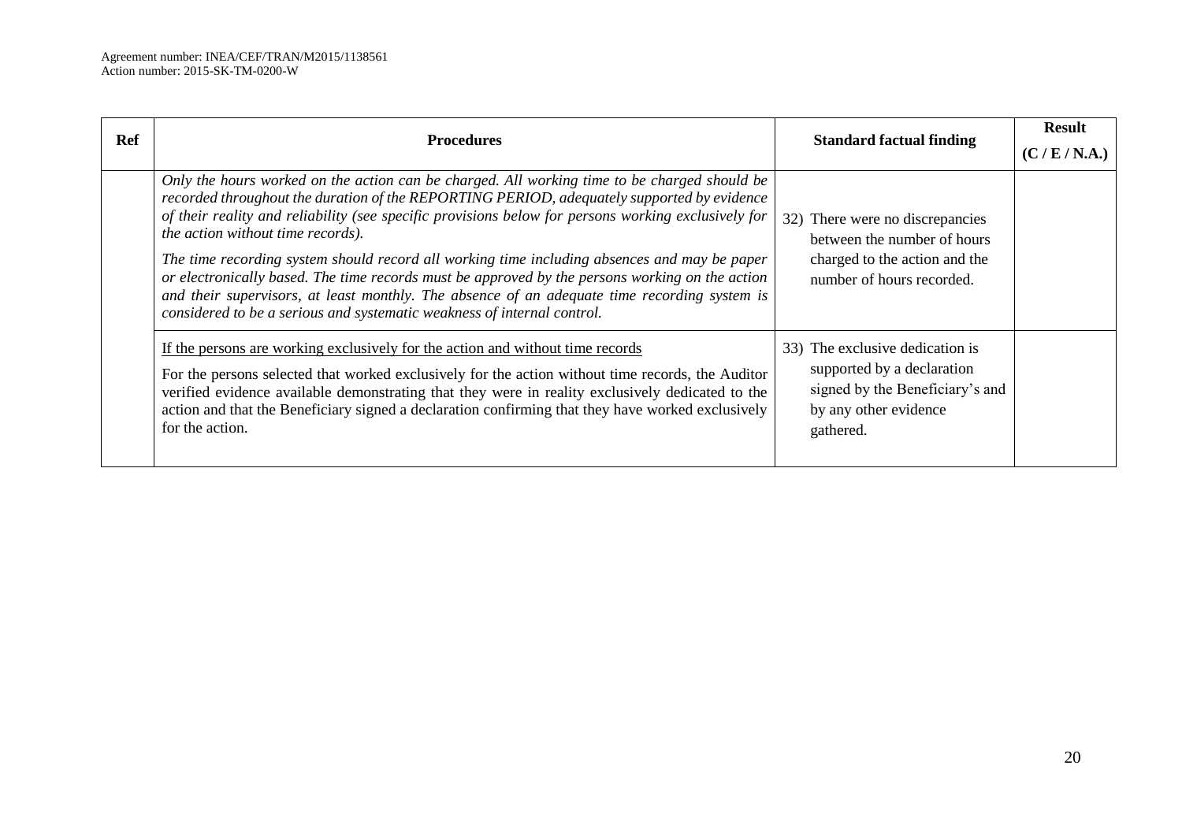| Ref | Procedures | Standard factual finding | Result (C / E / N.A.) |
|---|---|---|---|
| | *Only the hours worked on the action can be charged. All working time to be charged should be recorded throughout the duration of the REPORTING PERIOD, adequately supported by evidence of their reality and reliability (see specific provisions below for persons working exclusively for the action without time records).* <br><br> *The time recording system should record all working time including absences and may be paper or electronically based. The time records must be approved by the persons working on the action and their supervisors, at least monthly. The absence of an adequate time recording system is considered to be a serious and systematic weakness of internal control.* | 32) There were no discrepancies between the number of hours charged to the action and the number of hours recorded. | |
| | <u>If the persons are working exclusively for the action and without time records</u> <br><br> For the persons selected that worked exclusively for the action without time records, the Auditor verified evidence available demonstrating that they were in reality exclusively dedicated to the action and that the Beneficiary signed a declaration confirming that they have worked exclusively for the action. | 33) The exclusive dedication is supported by a declaration signed by the Beneficiary's and by any other evidence gathered. | |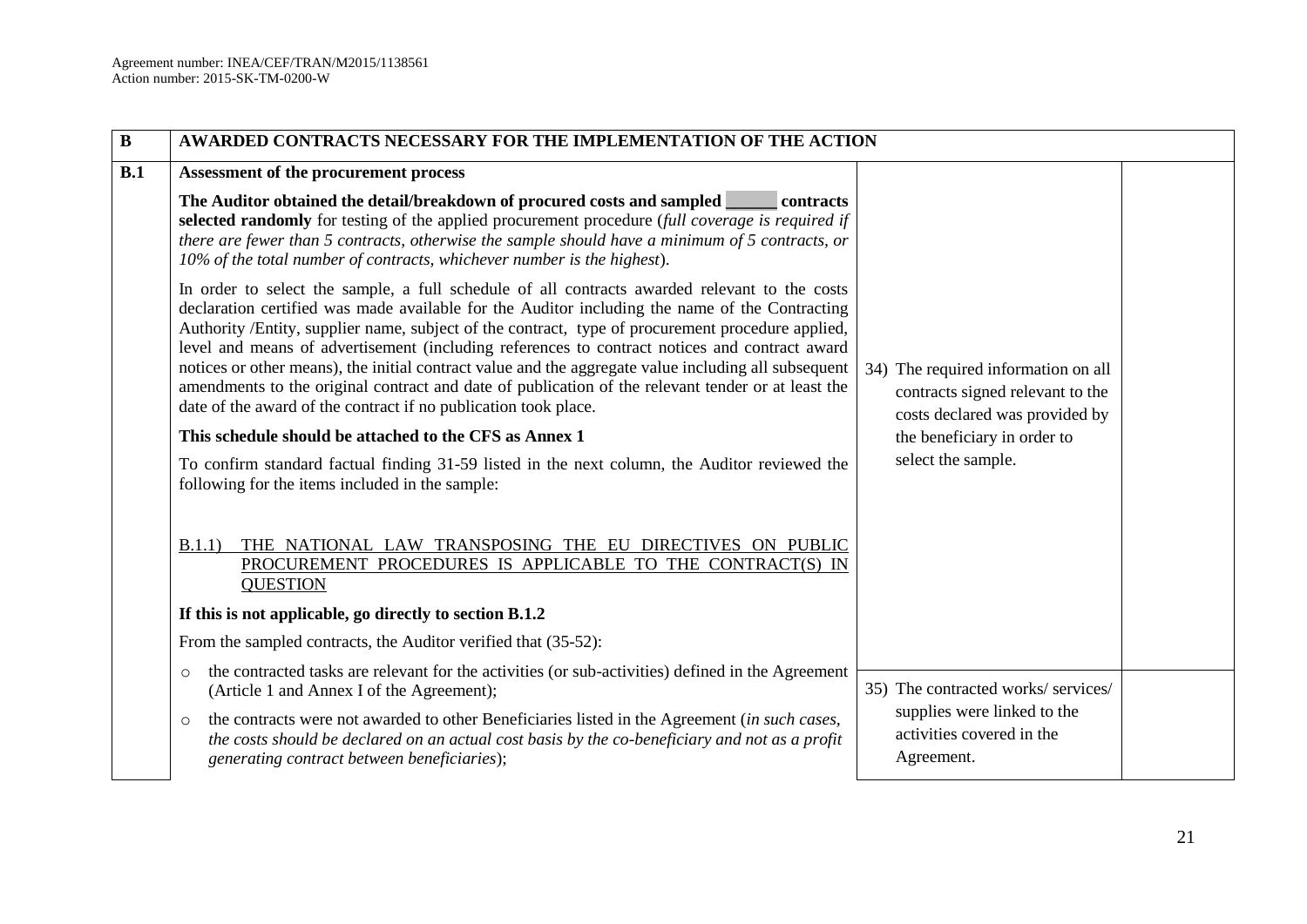| B | AWARDED CONTRACTS NECESSARY FOR THE IMPLEMENTATION OF THE ACTION | | |
|---|---|---|---|
| B.1 | **Assessment of the procurement process**<br><br>**The Auditor obtained the detail/breakdown of procured costs and sampled \_\_\_\_\_ contracts selected randomly** for testing of the applied procurement procedure (*full coverage is required if there are fewer than 5 contracts, otherwise the sample should have a minimum of 5 contracts, or 10% of the total number of contracts, whichever number is the highest*).<br><br>In order to select the sample, a full schedule of all contracts awarded relevant to the costs declaration certified was made available for the Auditor including the name of the Contracting Authority /Entity, supplier name, subject of the contract, type of procurement procedure applied, level and means of advertisement (including references to contract notices and contract award notices or other means), the initial contract value and the aggregate value including all subsequent amendments to the original contract and date of publication of the relevant tender or at least the date of the award of the contract if no publication took place.<br><br>**This schedule should be attached to the CFS as Annex 1**<br><br>To confirm standard factual finding 31-59 listed in the next column, the Auditor reviewed the following for the items included in the sample:<br><br>B.1.1) THE NATIONAL LAW TRANSPOSING THE EU DIRECTIVES ON PUBLIC PROCUREMENT PROCEDURES IS APPLICABLE TO THE CONTRACT(S) IN QUESTION<br><br>**If this is not applicable, go directly to section B.1.2**<br><br>From the sampled contracts, the Auditor verified that (35-52): | 34) The required information on all contracts signed relevant to the costs declared was provided by the beneficiary in order to select the sample. | |
| | ○ the contracted tasks are relevant for the activities (or sub-activities) defined in the Agreement (Article 1 and Annex I of the Agreement);<br><br>○ the contracts were not awarded to other Beneficiaries listed in the Agreement (*in such cases, the costs should be declared on an actual cost basis by the co-beneficiary and not as a profit generating contract between beneficiaries*); | 35) The contracted works/ services/ supplies were linked to the activities covered in the Agreement. | |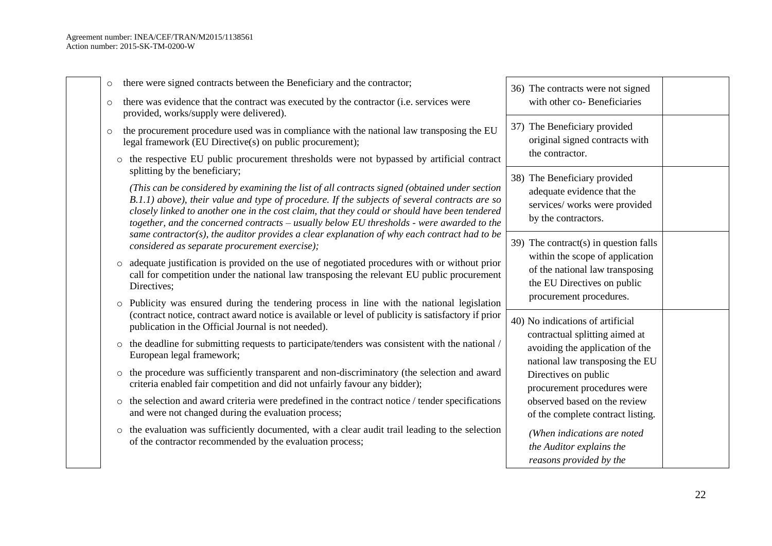| | | | |
|---|---|---|---|
| | - there were signed contracts between the Beneficiary and the contractor;<br>- there was evidence that the contract was executed by the contractor (i.e. services were provided, works/supply were delivered).<br>- the procurement procedure used was in compliance with the national law transposing the EU legal framework (EU Directive(s) on public procurement);<br>  - the respective EU public procurement thresholds were not bypassed by artificial contract splitting by the beneficiary;<br>    *(This can be considered by examining the list of all contracts signed (obtained under section B.1.1) above), their value and type of procedure. If the subjects of several contracts are so closely linked to another one in the cost claim, that they could or should have been tendered together, and the concerned contracts – usually below EU thresholds - were awarded to the same contractor(s), the auditor provides a clear explanation of why each contract had to be considered as separate procurement exercise);*<br>  - adequate justification is provided on the use of negotiated procedures with or without prior call for competition under the national law transposing the relevant EU public procurement Directives;<br>  - Publicity was ensured during the tendering process in line with the national legislation (contract notice, contract award notice is available or level of publicity is satisfactory if prior publication in the Official Journal is not needed).<br>  - the deadline for submitting requests to participate/tenders was consistent with the national / European legal framework;<br>  - the procedure was sufficiently transparent and non-discriminatory (the selection and award criteria enabled fair competition and did not unfairly favour any bidder);<br>  - the selection and award criteria were predefined in the contract notice / tender specifications and were not changed during the evaluation process;<br>  - the evaluation was sufficiently documented, with a clear audit trail leading to the selection of the contractor recommended by the evaluation process; | 36) The contracts were not signed with other co- Beneficiaries | |
| | | 37) The Beneficiary provided original signed contracts with the contractor. | |
| | | 38) The Beneficiary provided adequate evidence that the services/ works were provided by the contractors. | |
| | | 39) The contract(s) in question falls within the scope of application of the national law transposing the EU Directives on public procurement procedures. | |
| | | 40) No indications of artificial contractual splitting aimed at avoiding the application of the national law transposing the EU Directives on public procurement procedures were observed based on the review of the complete contract listing.<br>*(When indications are noted the Auditor explains the reasons provided by the* | |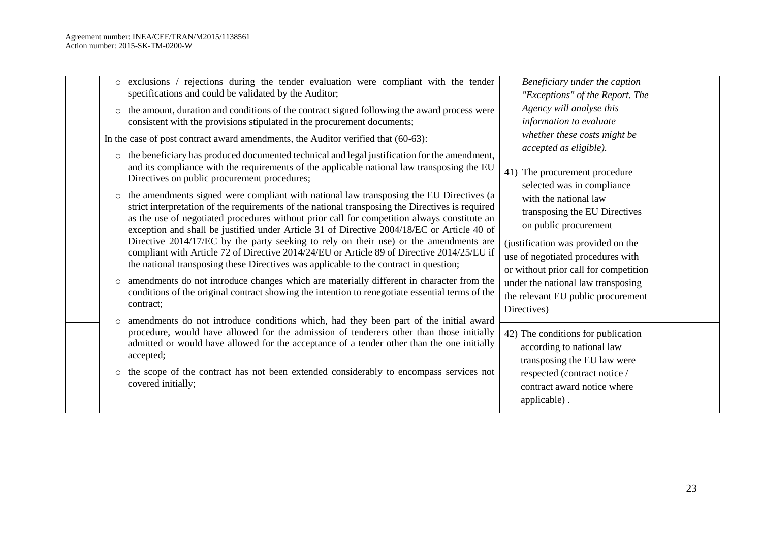| | | | |
|---|---|---|---|
| | ○ exclusions / rejections during the tender evaluation were compliant with the tender specifications and could be validated by the Auditor;<br><br>○ the amount, duration and conditions of the contract signed following the award process were consistent with the provisions stipulated in the procurement documents;<br><br>In the case of post contract award amendments, the Auditor verified that (60-63):<br><br>○ the beneficiary has produced documented technical and legal justification for the amendment, and its compliance with the requirements of the applicable national law transposing the EU Directives on public procurement procedures;<br><br>○ the amendments signed were compliant with national law transposing the EU Directives (a strict interpretation of the requirements of the national transposing the Directives is required as the use of negotiated procedures without prior call for competition always constitute an exception and shall be justified under Article 31 of Directive 2004/18/EC or Article 40 of Directive 2014/17/EC by the party seeking to rely on their use) or the amendments are compliant with Article 72 of Directive 2014/24/EU or Article 89 of Directive 2014/25/EU if the national transposing these Directives was applicable to the contract in question;<br><br>○ amendments do not introduce changes which are materially different in character from the conditions of the original contract showing the intention to renegotiate essential terms of the contract; | *Beneficiary under the caption "Exceptions" of the Report. The Agency will analyse this information to evaluate whether these costs might be accepted as eligible).* | |
| | | 41) The procurement procedure selected was in compliance with the national law transposing the EU Directives on public procurement<br><br>(justification was provided on the use of negotiated procedures with or without prior call for competition under the national law transposing the relevant EU public procurement Directives) | |
| | ○ amendments do not introduce conditions which, had they been part of the initial award procedure, would have allowed for the admission of tenderers other than those initially admitted or would have allowed for the acceptance of a tender other than the one initially accepted;<br><br>○ the scope of the contract has not been extended considerably to encompass services not covered initially; | 42) The conditions for publication according to national law transposing the EU law were respected (contract notice / contract award notice where applicable) . | |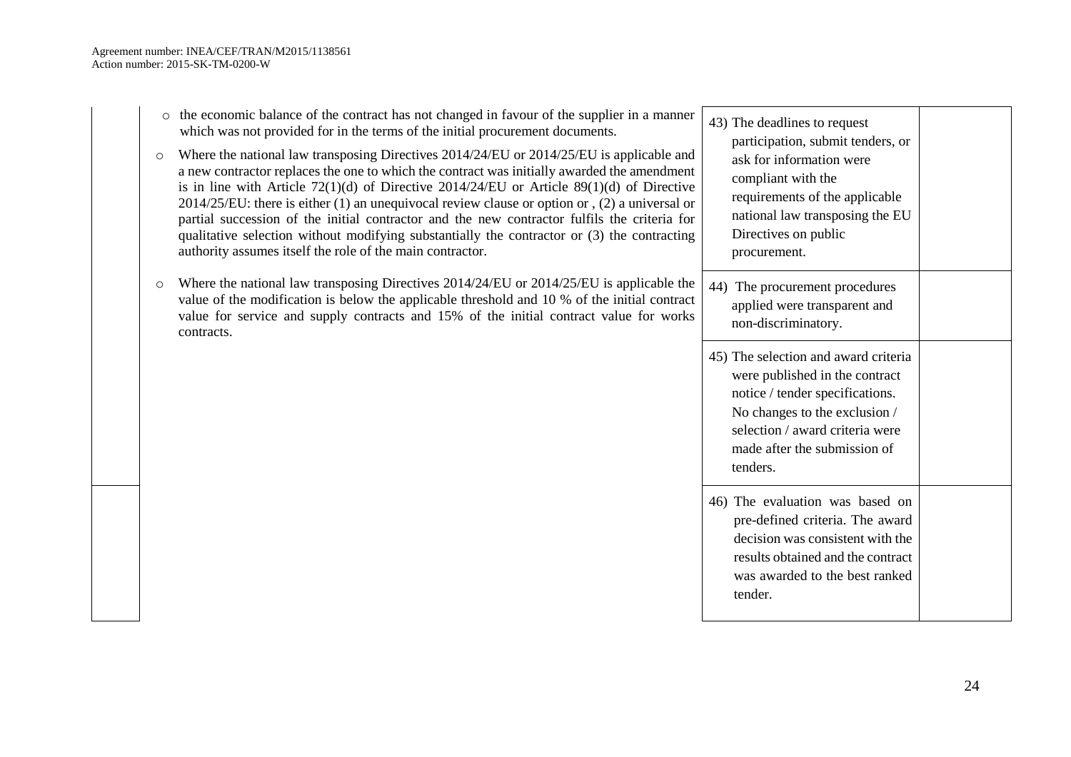| | | | |
|---|---|---|---|
| | - the economic balance of the contract has not changed in favour of the supplier in a manner which was not provided for in the terms of the initial procurement documents.<br>- Where the national law transposing Directives 2014/24/EU or 2014/25/EU is applicable and a new contractor replaces the one to which the contract was initially awarded the amendment is in line with Article 72(1)(d) of Directive 2014/24/EU or Article 89(1)(d) of Directive 2014/25/EU: there is either (1) an unequivocal review clause or option or , (2) a universal or partial succession of the initial contractor and the new contractor fulfils the criteria for qualitative selection without modifying substantially the contractor or (3) the contracting authority assumes itself the role of the main contractor.<br>- Where the national law transposing Directives 2014/24/EU or 2014/25/EU is applicable the value of the modification is below the applicable threshold and 10 % of the initial contract value for service and supply contracts and 15% of the initial contract value for works contracts. | 43) The deadlines to request participation, submit tenders, or ask for information were compliant with the requirements of the applicable national law transposing the EU Directives on public procurement. | |
| | | 44) The procurement procedures applied were transparent and non-discriminatory. | |
| | | 45) The selection and award criteria were published in the contract notice / tender specifications. No changes to the exclusion / selection / award criteria were made after the submission of tenders. | |
| | | 46) The evaluation was based on pre-defined criteria. The award decision was consistent with the results obtained and the contract was awarded to the best ranked tender. | |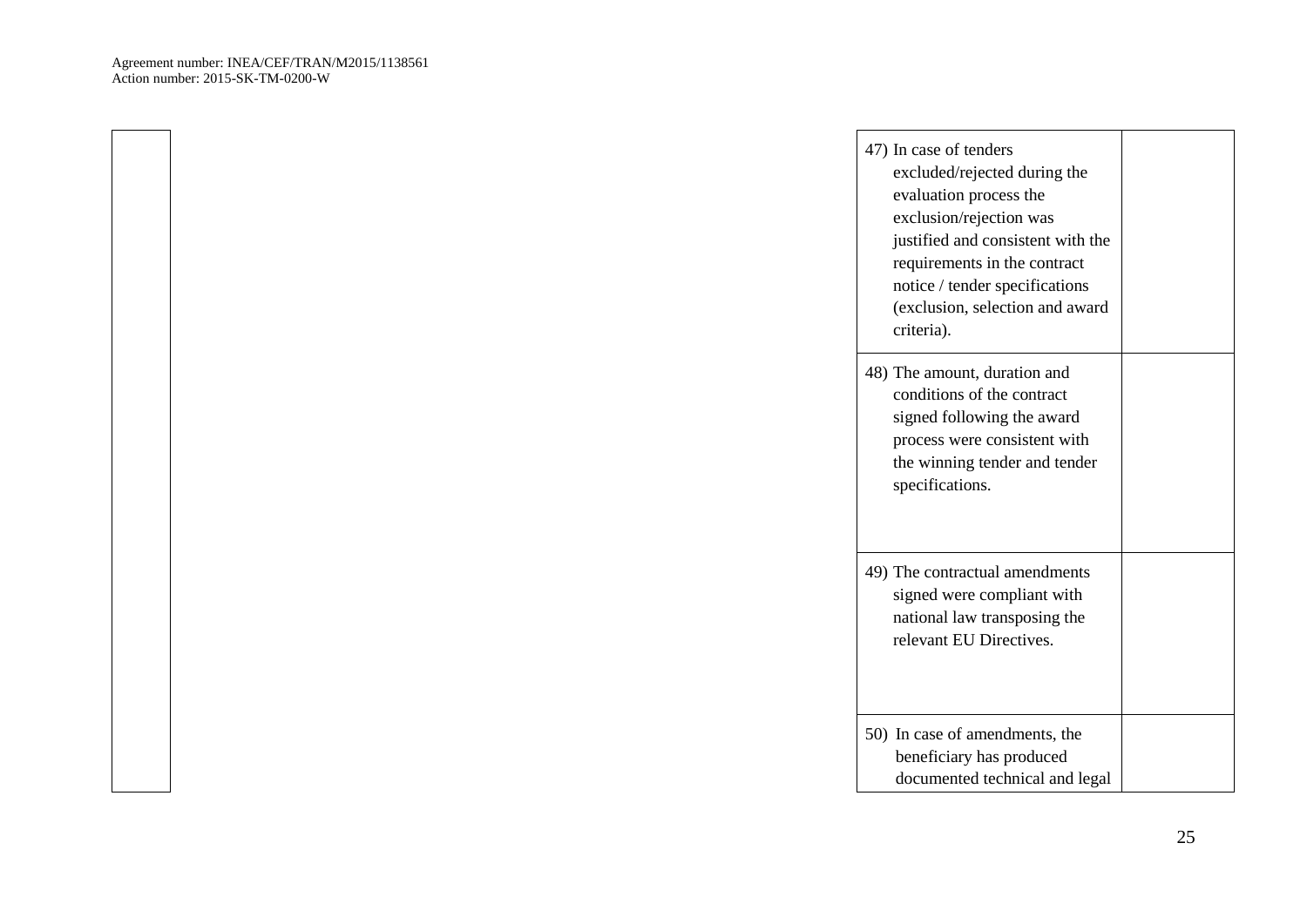| | | | |
|---|---|---|---|
| | | 47) In case of tenders excluded/rejected during the evaluation process the exclusion/rejection was justified and consistent with the requirements in the contract notice / tender specifications (exclusion, selection and award criteria). | |
| | | 48) The amount, duration and conditions of the contract signed following the award process were consistent with the winning tender and tender specifications. | |
| | | 49) The contractual amendments signed were compliant with national law transposing the relevant EU Directives. | |
| | | 50) In case of amendments, the beneficiary has produced documented technical and legal | |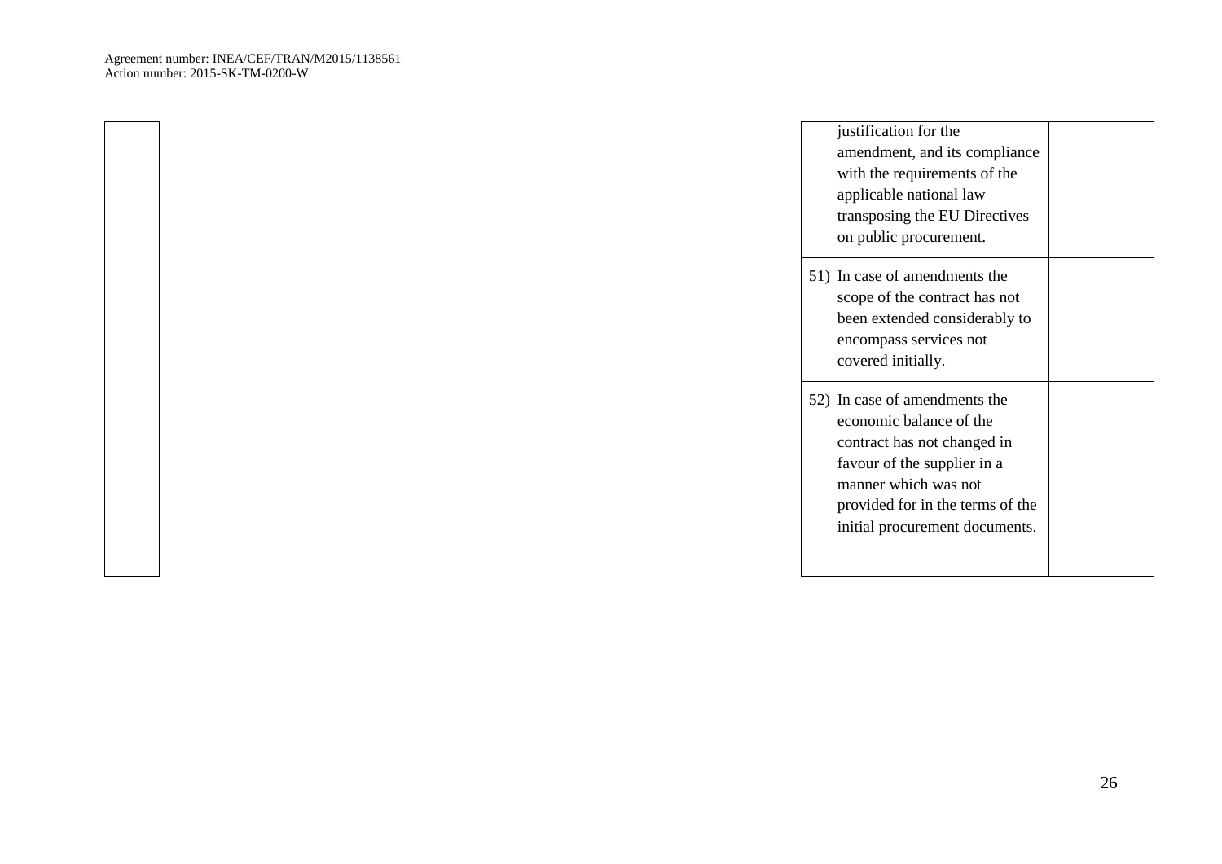| | | | | |
|---|---|---|---|---|
| | | | justification for the amendment, and its compliance with the requirements of the applicable national law transposing the EU Directives on public procurement. | |
| | | | 51) In case of amendments the scope of the contract has not been extended considerably to encompass services not covered initially. | |
| | | | 52) In case of amendments the economic balance of the contract has not changed in favour of the supplier in a manner which was not provided for in the terms of the initial procurement documents. | |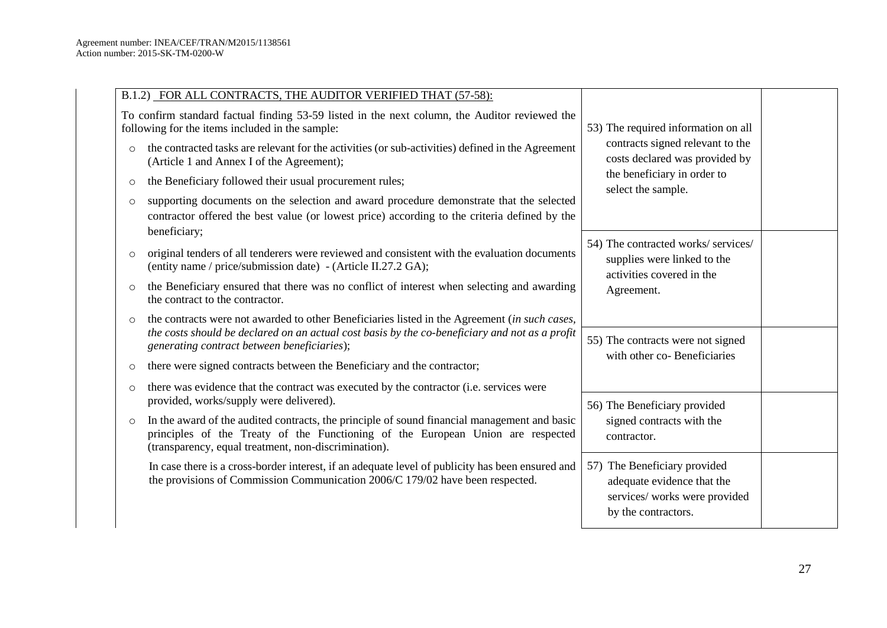| B.1.2) FOR ALL CONTRACTS, THE AUDITOR VERIFIED THAT (57-58): | | |
|---|---|---|
| To confirm standard factual finding 53-59 listed in the next column, the Auditor reviewed the following for the items included in the sample:<br><br>- the contracted tasks are relevant for the activities (or sub-activities) defined in the Agreement (Article 1 and Annex I of the Agreement);<br>- the Beneficiary followed their usual procurement rules;<br>- supporting documents on the selection and award procedure demonstrate that the selected contractor offered the best value (or lowest price) according to the criteria defined by the beneficiary;<br>- original tenders of all tenderers were reviewed and consistent with the evaluation documents (entity name / price/submission date) - (Article II.27.2 GA);<br>- the Beneficiary ensured that there was no conflict of interest when selecting and awarding the contract to the contractor.<br>- the contracts were not awarded to other Beneficiaries listed in the Agreement (*in such cases, the costs should be declared on an actual cost basis by the co-beneficiary and not as a profit generating contract between beneficiaries*);<br>- there were signed contracts between the Beneficiary and the contractor;<br>- there was evidence that the contract was executed by the contractor (i.e. services were provided, works/supply were delivered).<br>- In the award of the audited contracts, the principle of sound financial management and basic principles of the Treaty of the Functioning of the European Union are respected (transparency, equal treatment, non-discrimination).<br><br>In case there is a cross-border interest, if an adequate level of publicity has been ensured and the provisions of Commission Communication 2006/C 179/02 have been respected. | 53) The required information on all contracts signed relevant to the costs declared was provided by the beneficiary in order to select the sample. | |
| | 54) The contracted works/ services/ supplies were linked to the activities covered in the Agreement. | |
| | 55) The contracts were not signed with other co- Beneficiaries | |
| | 56) The Beneficiary provided signed contracts with the contractor. | |
| | 57) The Beneficiary provided adequate evidence that the services/ works were provided by the contractors. | |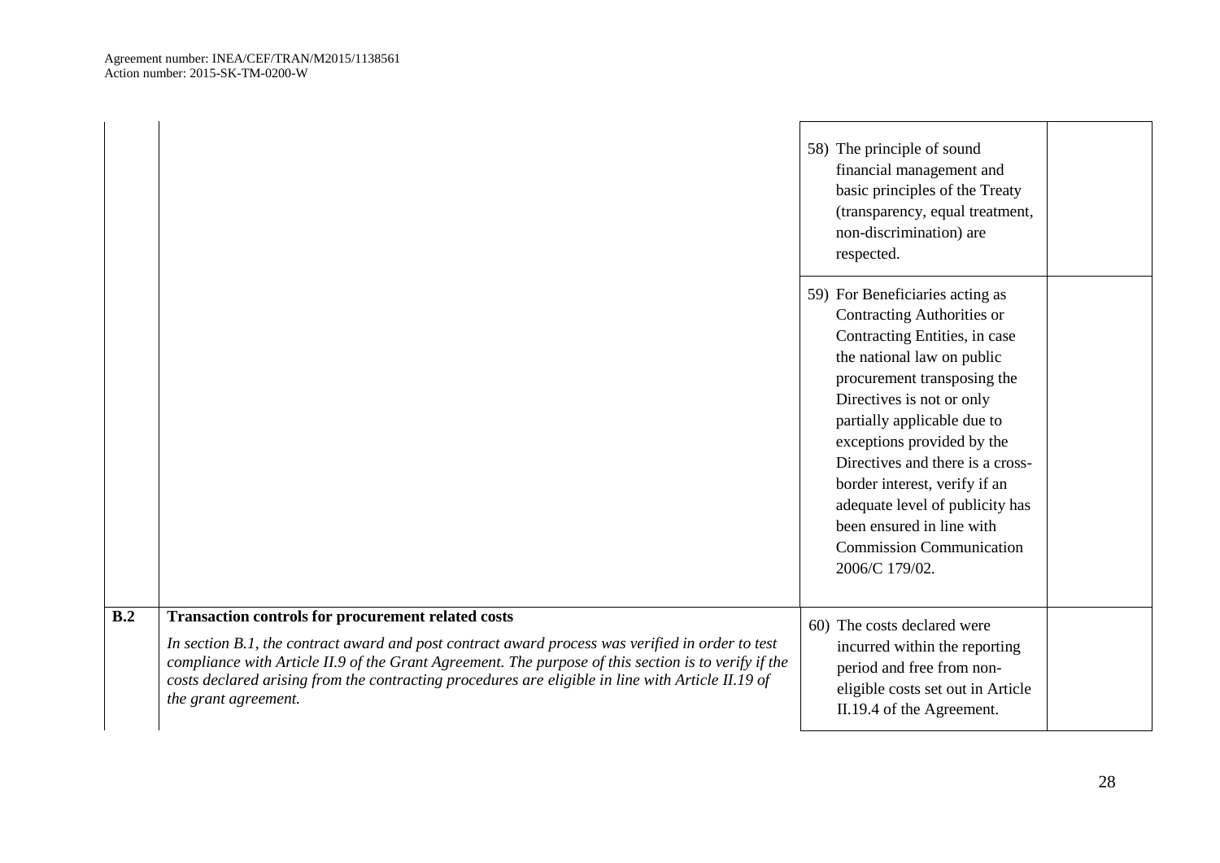| | | | |
|---|---|---|---|
| | | 58) The principle of sound financial management and basic principles of the Treaty (transparency, equal treatment, non-discrimination) are respected. | |
| | | 59) For Beneficiaries acting as Contracting Authorities or Contracting Entities, in case the national law on public procurement transposing the Directives is not or only partially applicable due to exceptions provided by the Directives and there is a cross-border interest, verify if an adequate level of publicity has been ensured in line with Commission Communication 2006/C 179/02. | |
| **B.2** | **Transaction controls for procurement related costs**<br><br>*In section B.1, the contract award and post contract award process was verified in order to test compliance with Article II.9 of the Grant Agreement. The purpose of this section is to verify if the costs declared arising from the contracting procedures are eligible in line with Article II.19 of the grant agreement.* | 60) The costs declared were incurred within the reporting period and free from non-eligible costs set out in Article II.19.4 of the Agreement. | |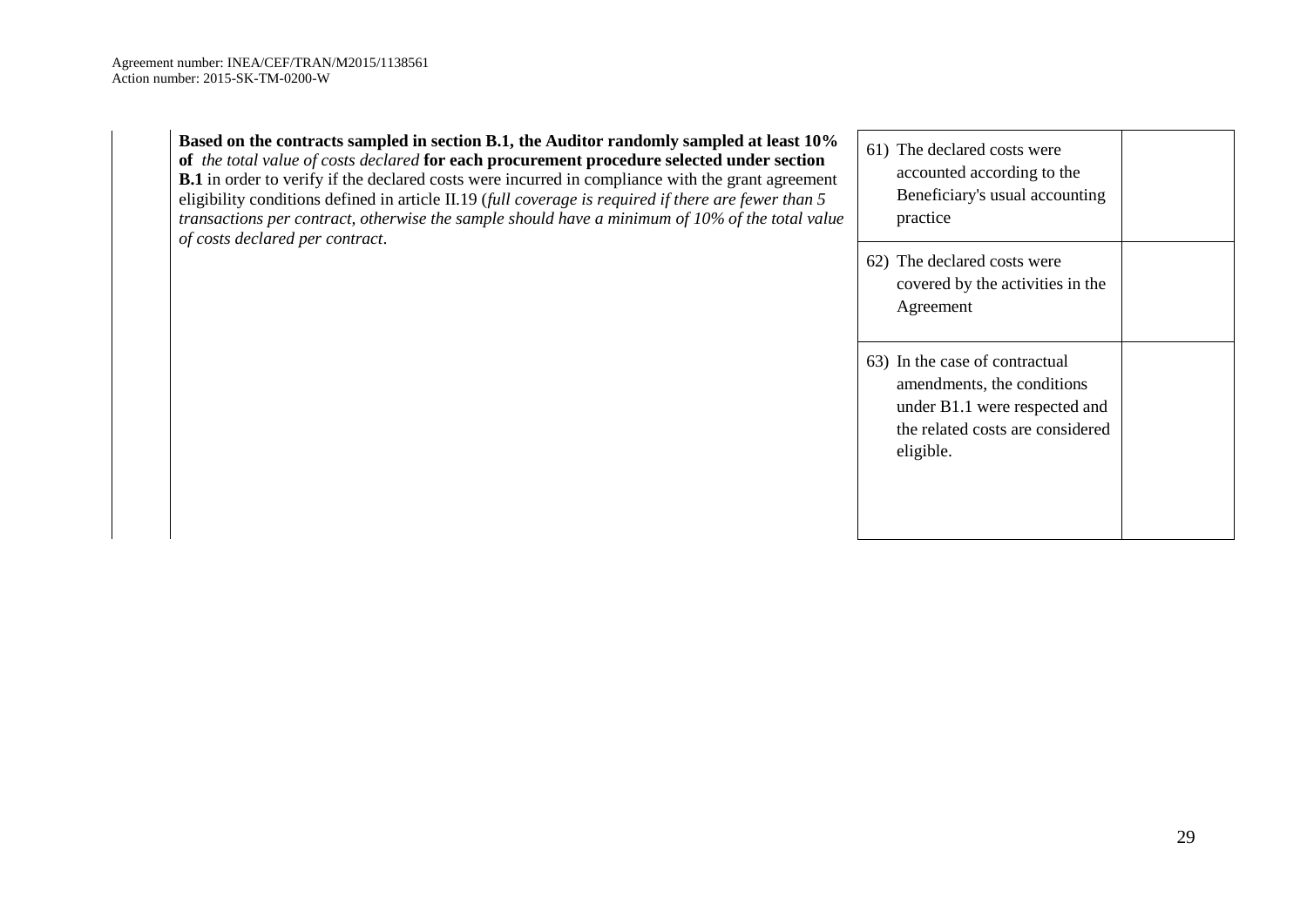| | | |
|---|---|---|
| **Based on the contracts sampled in section B.1, the Auditor randomly sampled at least 10% of** *the total value of costs declared* **for each procurement procedure selected under section B.1** in order to verify if the declared costs were incurred in compliance with the grant agreement eligibility conditions defined in article II.19 (*full coverage is required if there are fewer than 5 transactions per contract, otherwise the sample should have a minimum of 10% of the total value of costs declared per contract*. | 61) The declared costs were accounted according to the Beneficiary's usual accounting practice | |
| | 62) The declared costs were covered by the activities in the Agreement | |
| | 63) In the case of contractual amendments, the conditions under B1.1 were respected and the related costs are considered eligible. | |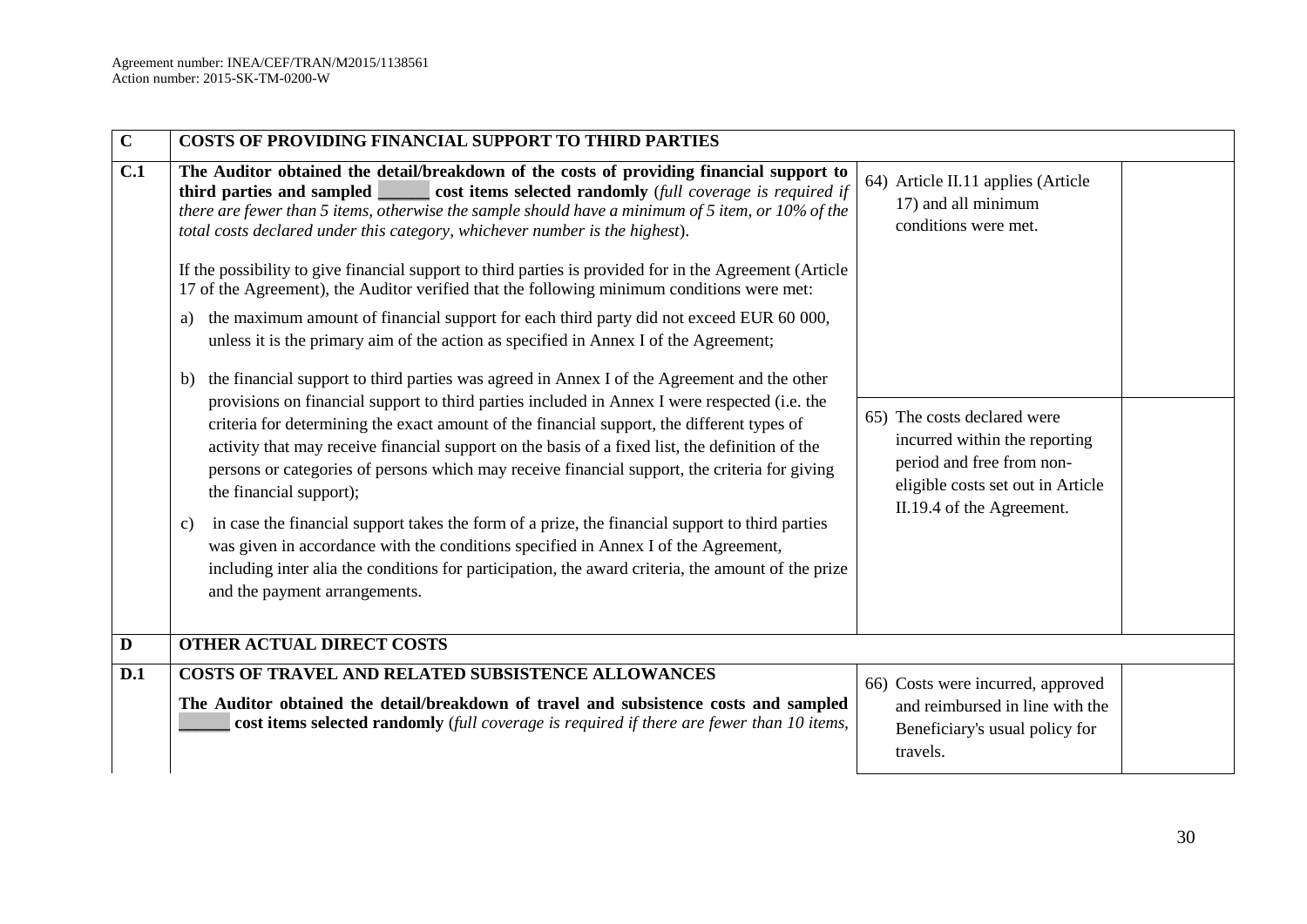| | | | |
|---|---|---|---|
| **C** | **COSTS OF PROVIDING FINANCIAL SUPPORT TO THIRD PARTIES** | | |
| **C.1** | **The Auditor obtained the detail/breakdown of the costs of providing financial support to third parties and sampled ______ cost items selected randomly** (*full coverage is required if there are fewer than 5 items, otherwise the sample should have a minimum of 5 item, or 10% of the total costs declared under this category, whichever number is the highest*).<br><br>If the possibility to give financial support to third parties is provided for in the Agreement (Article 17 of the Agreement), the Auditor verified that the following minimum conditions were met:<br><br>a) the maximum amount of financial support for each third party did not exceed EUR 60 000, unless it is the primary aim of the action as specified in Annex I of the Agreement;<br><br>b) the financial support to third parties was agreed in Annex I of the Agreement and the other provisions on financial support to third parties included in Annex I were respected (i.e. the criteria for determining the exact amount of the financial support, the different types of activity that may receive financial support on the basis of a fixed list, the definition of the persons or categories of persons which may receive financial support, the criteria for giving the financial support);<br><br>c) in case the financial support takes the form of a prize, the financial support to third parties was given in accordance with the conditions specified in Annex I of the Agreement, including inter alia the conditions for participation, the award criteria, the amount of the prize and the payment arrangements. | 64) Article II.11 applies (Article 17) and all minimum conditions were met.<br><br>65) The costs declared were incurred within the reporting period and free from non-eligible costs set out in Article II.19.4 of the Agreement. | |
| **D** | **OTHER ACTUAL DIRECT COSTS** | | |
| **D.1** | **COSTS OF TRAVEL AND RELATED SUBSISTENCE ALLOWANCES**<br><br>**The Auditor obtained the detail/breakdown of travel and subsistence costs and sampled ______ cost items selected randomly** (*full coverage is required if there are fewer than 10 items,* | 66) Costs were incurred, approved and reimbursed in line with the Beneficiary's usual policy for travels. | |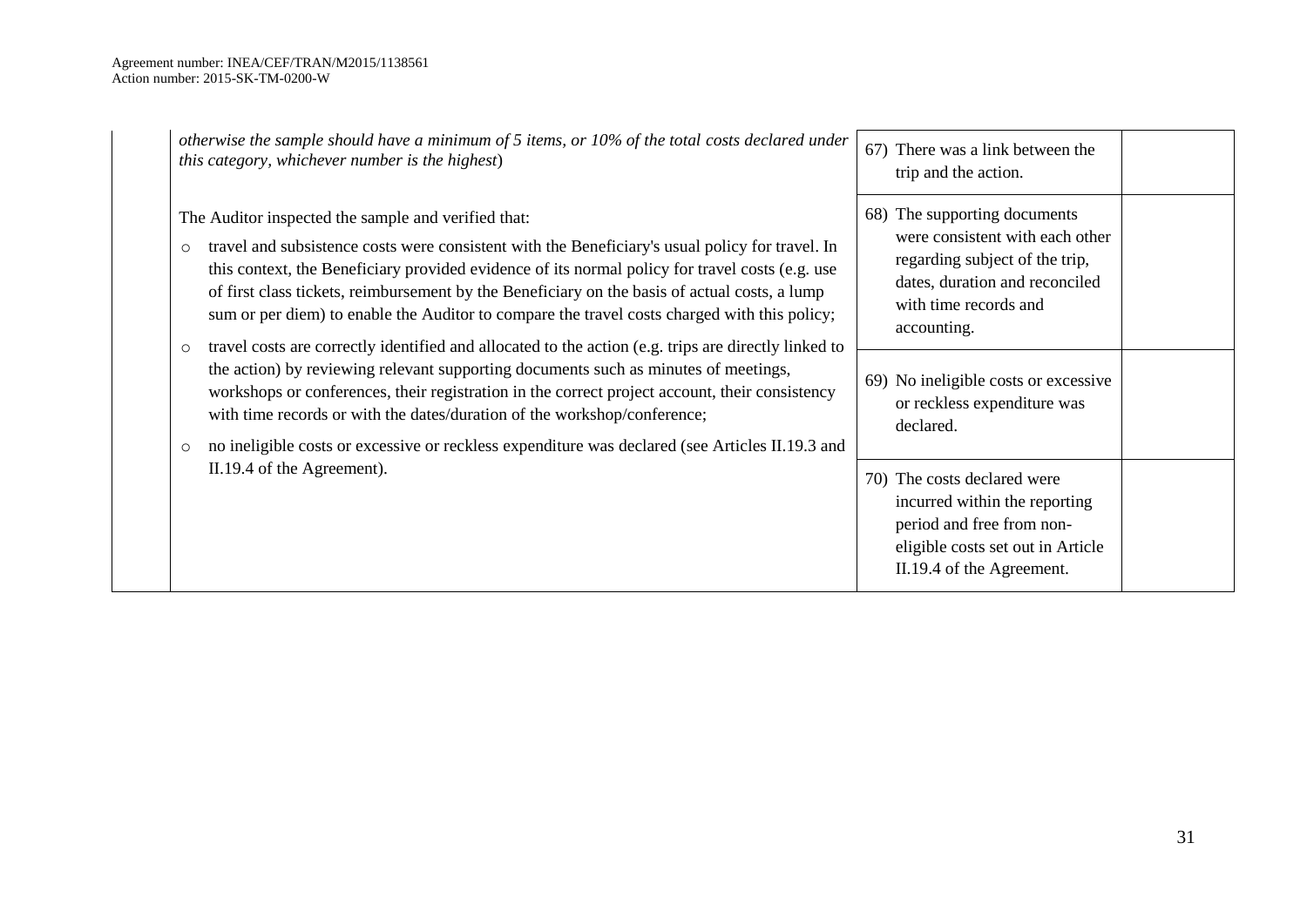| | | | |
|---|---|---|---|
| | *otherwise the sample should have a minimum of 5 items, or 10% of the total costs declared under this category, whichever number is the highest*)<br><br>The Auditor inspected the sample and verified that:<br>○ travel and subsistence costs were consistent with the Beneficiary's usual policy for travel. In this context, the Beneficiary provided evidence of its normal policy for travel costs (e.g. use of first class tickets, reimbursement by the Beneficiary on the basis of actual costs, a lump sum or per diem) to enable the Auditor to compare the travel costs charged with this policy;<br>○ travel costs are correctly identified and allocated to the action (e.g. trips are directly linked to the action) by reviewing relevant supporting documents such as minutes of meetings, workshops or conferences, their registration in the correct project account, their consistency with time records or with the dates/duration of the workshop/conference;<br>○ no ineligible costs or excessive or reckless expenditure was declared (see Articles II.19.3 and II.19.4 of the Agreement). | 67) There was a link between the trip and the action. | |
| | | 68) The supporting documents were consistent with each other regarding subject of the trip, dates, duration and reconciled with time records and accounting. | |
| | | 69) No ineligible costs or excessive or reckless expenditure was declared. | |
| | | 70) The costs declared were incurred within the reporting period and free from non-eligible costs set out in Article II.19.4 of the Agreement. | |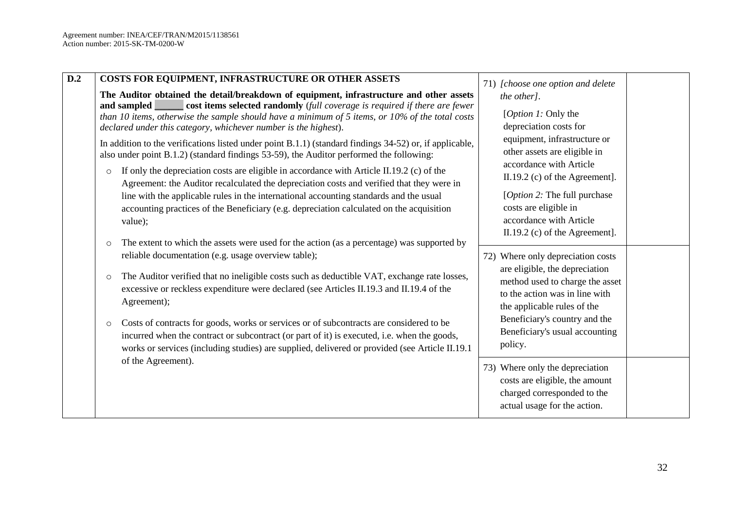| | | | |
|---|---|---|---|
| **D.2** | **COSTS FOR EQUIPMENT, INFRASTRUCTURE OR OTHER ASSETS**<br><br>**The Auditor obtained the detail/breakdown of equipment, infrastructure and other assets and sampled ______ cost items selected randomly** (*full coverage is required if there are fewer than 10 items, otherwise the sample should have a minimum of 5 items, or 10% of the total costs declared under this category, whichever number is the highest*).<br><br>In addition to the verifications listed under point B.1.1) (standard findings 34-52) or, if applicable, also under point B.1.2) (standard findings 53-59), the Auditor performed the following:<br><br>○ If only the depreciation costs are eligible in accordance with Article II.19.2 (c) of the Agreement: the Auditor recalculated the depreciation costs and verified that they were in line with the applicable rules in the international accounting standards and the usual accounting practices of the Beneficiary (e.g. depreciation calculated on the acquisition value);<br><br>○ The extent to which the assets were used for the action (as a percentage) was supported by reliable documentation (e.g. usage overview table);<br><br>○ The Auditor verified that no ineligible costs such as deductible VAT, exchange rate losses, excessive or reckless expenditure were declared (see Articles II.19.3 and II.19.4 of the Agreement);<br><br>○ Costs of contracts for goods, works or services or of subcontracts are considered to be incurred when the contract or subcontract (or part of it) is executed, i.e. when the goods, works or services (including studies) are supplied, delivered or provided (see Article II.19.1 of the Agreement). | 71) *[choose one option and delete the other]*.<br><br>[*Option 1:* Only the depreciation costs for equipment, infrastructure or other assets are eligible in accordance with Article II.19.2 (c) of the Agreement].<br><br>[*Option 2:* The full purchase costs are eligible in accordance with Article II.19.2 (c) of the Agreement]. | |
| | | 72) Where only depreciation costs are eligible, the depreciation method used to charge the asset to the action was in line with the applicable rules of the Beneficiary's country and the Beneficiary's usual accounting policy. | |
| | | 73) Where only the depreciation costs are eligible, the amount charged corresponded to the actual usage for the action. | |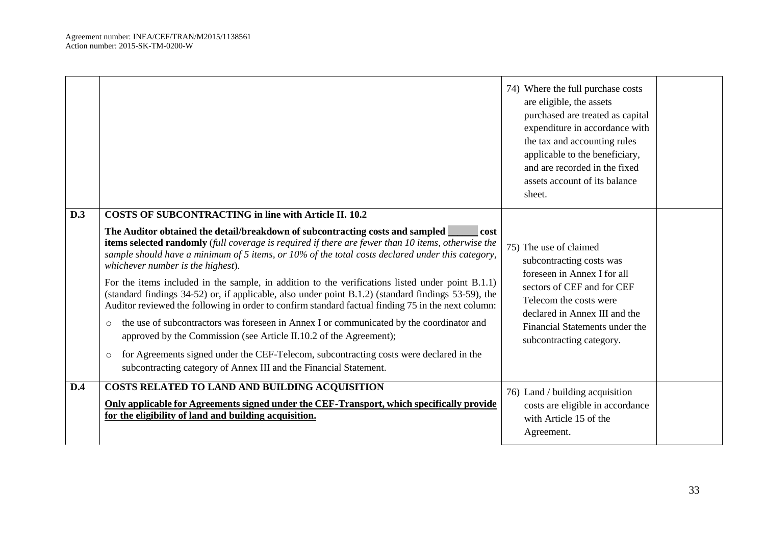| | | | |
|---|---|---|---|
| | | 74) Where the full purchase costs are eligible, the assets purchased are treated as capital expenditure in accordance with the tax and accounting rules applicable to the beneficiary, and are recorded in the fixed assets account of its balance sheet. | |
| **D.3** | **COSTS OF SUBCONTRACTING in line with Article II. 10.2**<br><br>**The Auditor obtained the detail/breakdown of subcontracting costs and sampled ______ cost items selected randomly** (*full coverage is required if there are fewer than 10 items, otherwise the sample should have a minimum of 5 items, or 10% of the total costs declared under this category, whichever number is the highest*).<br><br>For the items included in the sample, in addition to the verifications listed under point B.1.1) (standard findings 34-52) or, if applicable, also under point B.1.2) (standard findings 53-59), the Auditor reviewed the following in order to confirm standard factual finding 75 in the next column:<br><br>○ the use of subcontractors was foreseen in Annex I or communicated by the coordinator and approved by the Commission (see Article II.10.2 of the Agreement);<br><br>○ for Agreements signed under the CEF-Telecom, subcontracting costs were declared in the subcontracting category of Annex III and the Financial Statement. | 75) The use of claimed subcontracting costs was foreseen in Annex I for all sectors of CEF and for CEF Telecom the costs were declared in Annex III and the Financial Statements under the subcontracting category. | |
| **D.4** | **COSTS RELATED TO LAND AND BUILDING ACQUISITION**<br><br>**<u>Only applicable for Agreements signed under the CEF-Transport, which specifically provide for the eligibility of land and building acquisition.</u>** | 76) Land / building acquisition costs are eligible in accordance with Article 15 of the Agreement. | |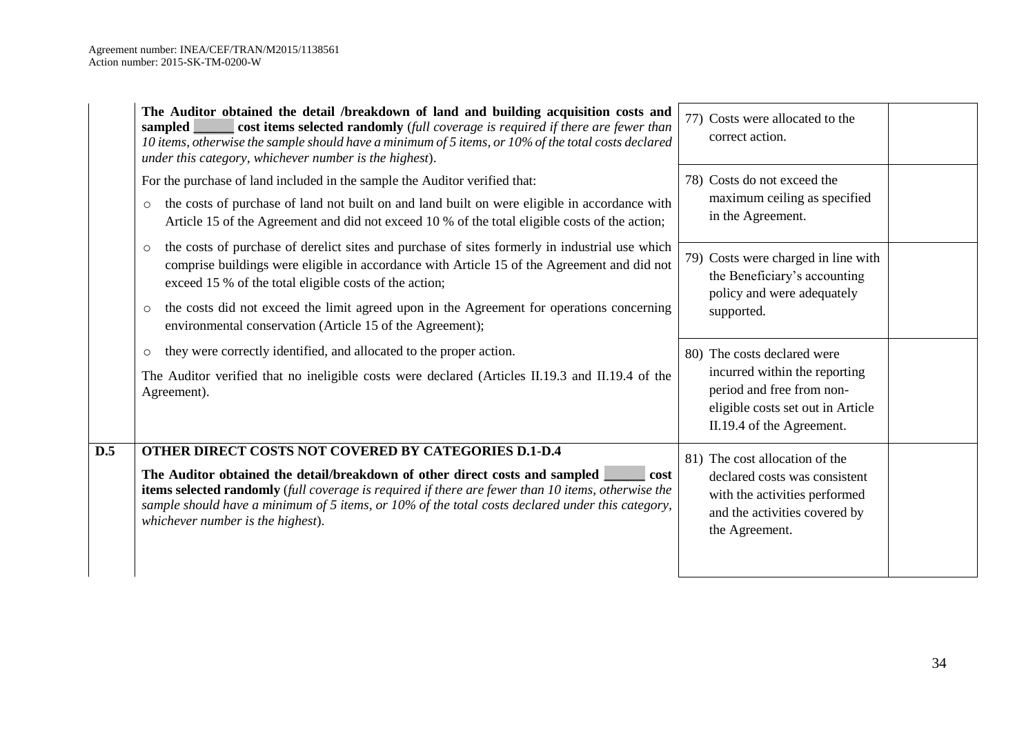| | | | |
|---|---|---|---|
| | **The Auditor obtained the detail /breakdown of land and building acquisition costs and sampled ______ cost items selected randomly** (*full coverage is required if there are fewer than 10 items, otherwise the sample should have a minimum of 5 items, or 10% of the total costs declared under this category, whichever number is the highest*).<br><br>For the purchase of land included in the sample the Auditor verified that:<br><br>○ the costs of purchase of land not built on and land built on were eligible in accordance with Article 15 of the Agreement and did not exceed 10 % of the total eligible costs of the action;<br><br>○ the costs of purchase of derelict sites and purchase of sites formerly in industrial use which comprise buildings were eligible in accordance with Article 15 of the Agreement and did not exceed 15 % of the total eligible costs of the action;<br><br>○ the costs did not exceed the limit agreed upon in the Agreement for operations concerning environmental conservation (Article 15 of the Agreement);<br><br>○ they were correctly identified, and allocated to the proper action.<br><br>The Auditor verified that no ineligible costs were declared (Articles II.19.3 and II.19.4 of the Agreement). | 77) Costs were allocated to the correct action.<br><br>78) Costs do not exceed the maximum ceiling as specified in the Agreement.<br><br>79) Costs were charged in line with the Beneficiary's accounting policy and were adequately supported.<br><br>80) The costs declared were incurred within the reporting period and free from non-eligible costs set out in Article II.19.4 of the Agreement. | |
| **D.5** | **OTHER DIRECT COSTS NOT COVERED BY CATEGORIES D.1-D.4**<br><br>**The Auditor obtained the detail/breakdown of other direct costs and sampled ______ cost items selected randomly** (*full coverage is required if there are fewer than 10 items, otherwise the sample should have a minimum of 5 items, or 10% of the total costs declared under this category, whichever number is the highest*). | 81) The cost allocation of the declared costs was consistent with the activities performed and the activities covered by the Agreement. | |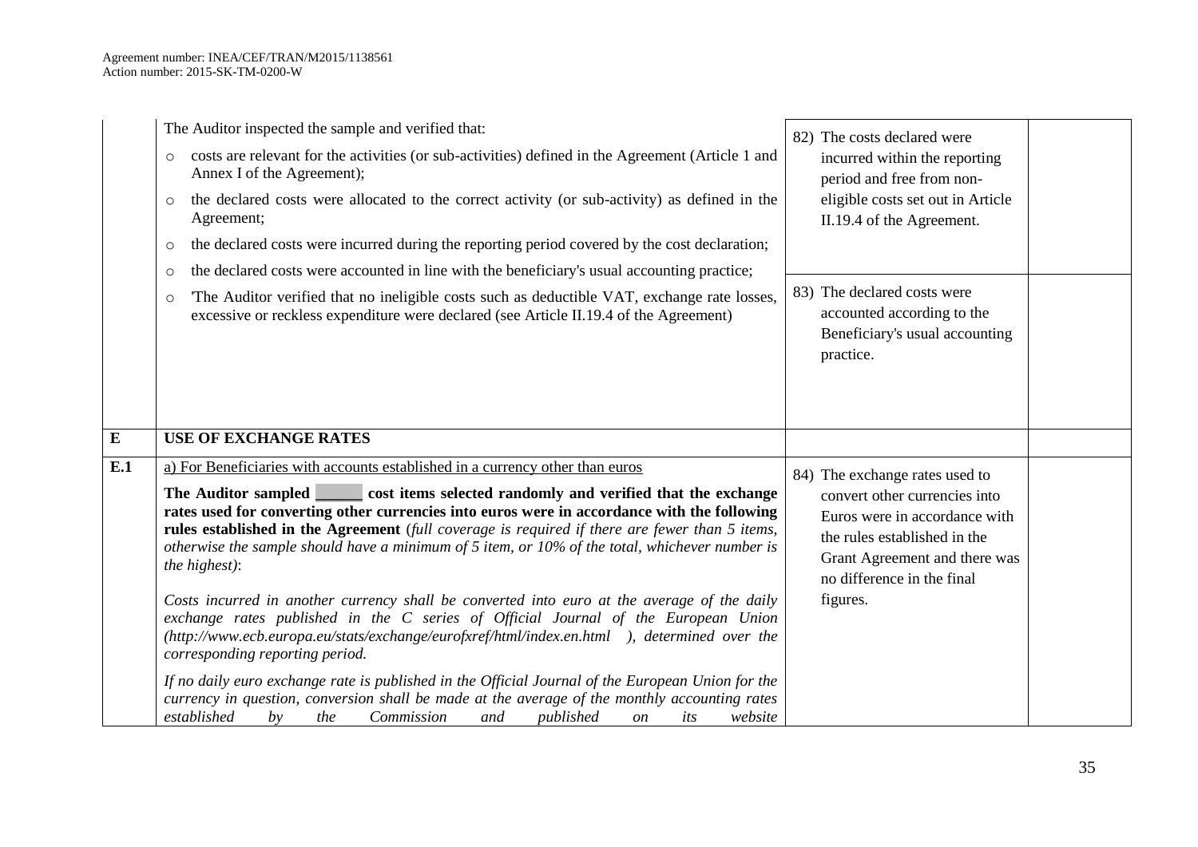| | | | |
|---|---|---|---|
| | The Auditor inspected the sample and verified that:<br>○ costs are relevant for the activities (or sub-activities) defined in the Agreement (Article 1 and Annex I of the Agreement);<br>○ the declared costs were allocated to the correct activity (or sub-activity) as defined in the Agreement;<br>○ the declared costs were incurred during the reporting period covered by the cost declaration;<br>○ the declared costs were accounted in line with the beneficiary's usual accounting practice;<br>○ 'The Auditor verified that no ineligible costs such as deductible VAT, exchange rate losses, excessive or reckless expenditure were declared (see Article II.19.4 of the Agreement) | 82) The costs declared were incurred within the reporting period and free from non-eligible costs set out in Article II.19.4 of the Agreement.<br><br>83) The declared costs were accounted according to the Beneficiary's usual accounting practice. | |
| **E** | **USE OF EXCHANGE RATES** | | |
| **E.1** | a) For Beneficiaries with accounts established in a currency other than euros<br><br>**The Auditor sampled \_\_\_\_\_\_ cost items selected randomly and verified that the exchange rates used for converting other currencies into euros were in accordance with the following rules established in the Agreement** (*full coverage is required if there are fewer than 5 items, otherwise the sample should have a minimum of 5 item, or 10% of the total, whichever number is the highest)*:<br><br>*Costs incurred in another currency shall be converted into euro at the average of the daily exchange rates published in the C series of Official Journal of the European Union (http://www.ecb.europa.eu/stats/exchange/eurofxref/html/index.en.html ), determined over the corresponding reporting period.*<br><br>*If no daily euro exchange rate is published in the Official Journal of the European Union for the currency in question, conversion shall be made at the average of the monthly accounting rates established by the Commission and published on its website* | 84) The exchange rates used to convert other currencies into Euros were in accordance with the rules established in the Grant Agreement and there was no difference in the final figures. | |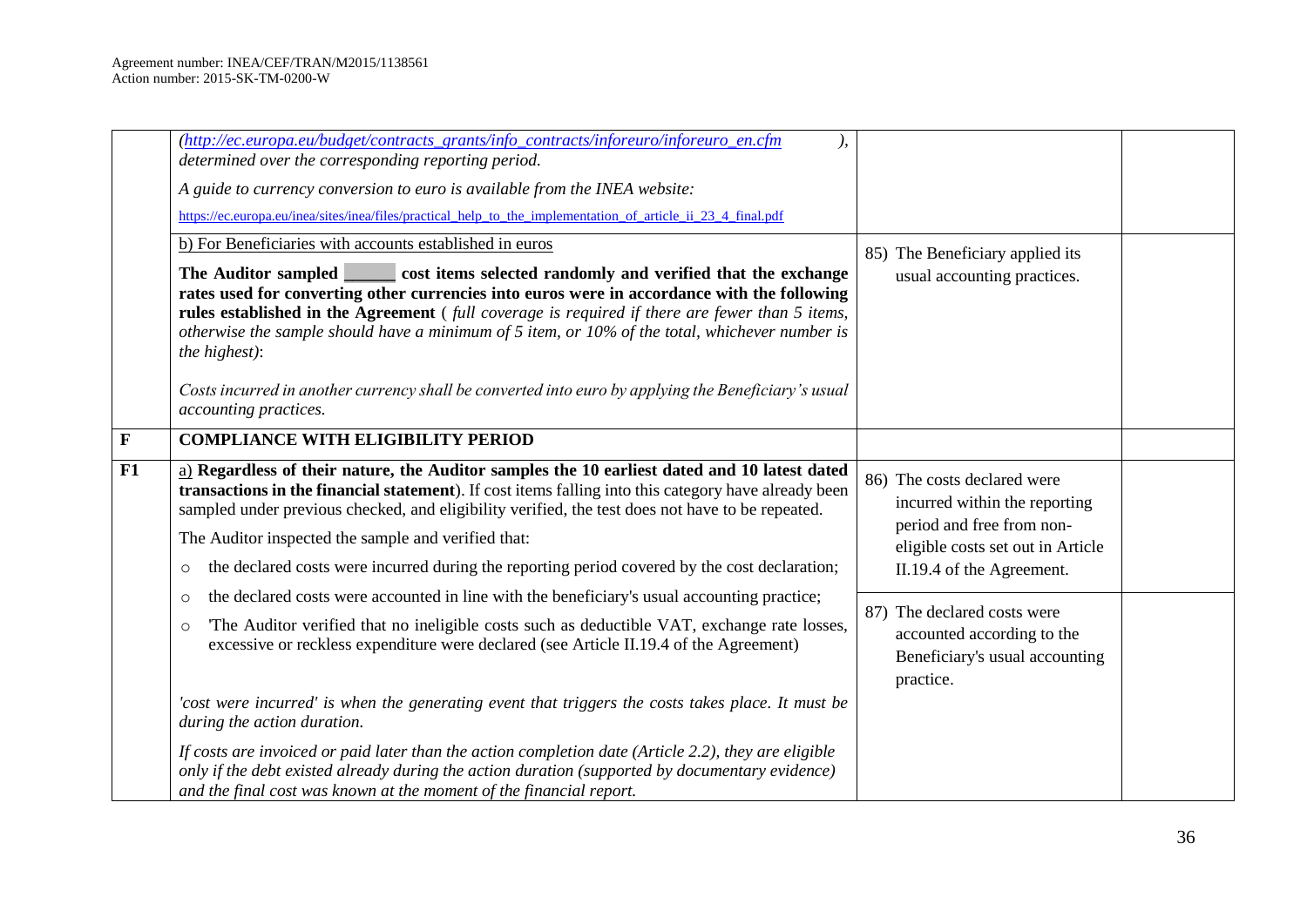| | | | |
|---|---|---|---|
| | *(http://ec.europa.eu/budget/contracts_grants/info_contracts/inforeuro/inforeuro_en.cfm ), determined over the corresponding reporting period.*<br><br>*A guide to currency conversion to euro is available from the INEA website:*<br><br>https://ec.europa.eu/inea/sites/inea/files/practical_help_to_the_implementation_of_article_ii_23_4_final.pdf | | |
| | b) For Beneficiaries with accounts established in euros<br><br>**The Auditor sampled ______ cost items selected randomly and verified that the exchange rates used for converting other currencies into euros were in accordance with the following rules established in the Agreement** ( *full coverage is required if there are fewer than 5 items, otherwise the sample should have a minimum of 5 item, or 10% of the total, whichever number is the highest)*:<br><br>*Costs incurred in another currency shall be converted into euro by applying the Beneficiary's usual accounting practices.* | 85) The Beneficiary applied its usual accounting practices. | |
| **F** | **COMPLIANCE WITH ELIGIBILITY PERIOD** | | |
| **F1** | a) **Regardless of their nature, the Auditor samples the 10 earliest dated and 10 latest dated transactions in the financial statement**). If cost items falling into this category have already been sampled under previous checked, and eligibility verified, the test does not have to be repeated.<br><br>The Auditor inspected the sample and verified that:<br><br>○ the declared costs were incurred during the reporting period covered by the cost declaration;<br><br>○ the declared costs were accounted in line with the beneficiary's usual accounting practice;<br><br>○ 'The Auditor verified that no ineligible costs such as deductible VAT, exchange rate losses, excessive or reckless expenditure were declared (see Article II.19.4 of the Agreement)<br><br>*'cost were incurred' is when the generating event that triggers the costs takes place. It must be during the action duration.*<br><br>*If costs are invoiced or paid later than the action completion date (Article 2.2), they are eligible only if the debt existed already during the action duration (supported by documentary evidence) and the final cost was known at the moment of the financial report.* | 86) The costs declared were incurred within the reporting period and free from non-eligible costs set out in Article II.19.4 of the Agreement.<br><br>87) The declared costs were accounted according to the Beneficiary's usual accounting practice. | |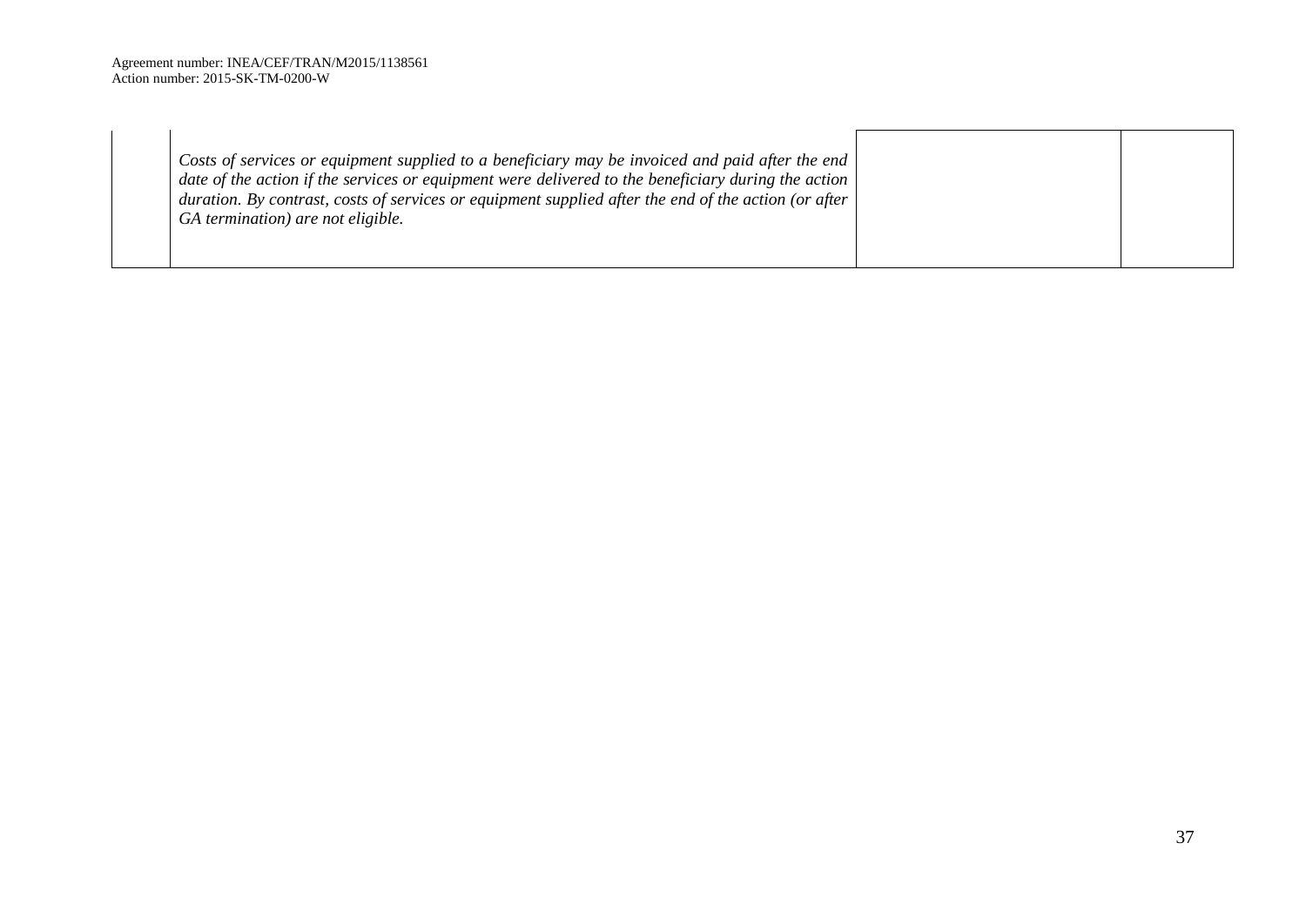| | | | |
|---|---|---|---|
| | *Costs of services or equipment supplied to a beneficiary may be invoiced and paid after the end date of the action if the services or equipment were delivered to the beneficiary during the action duration. By contrast, costs of services or equipment supplied after the end of the action (or after GA termination) are not eligible.* | | |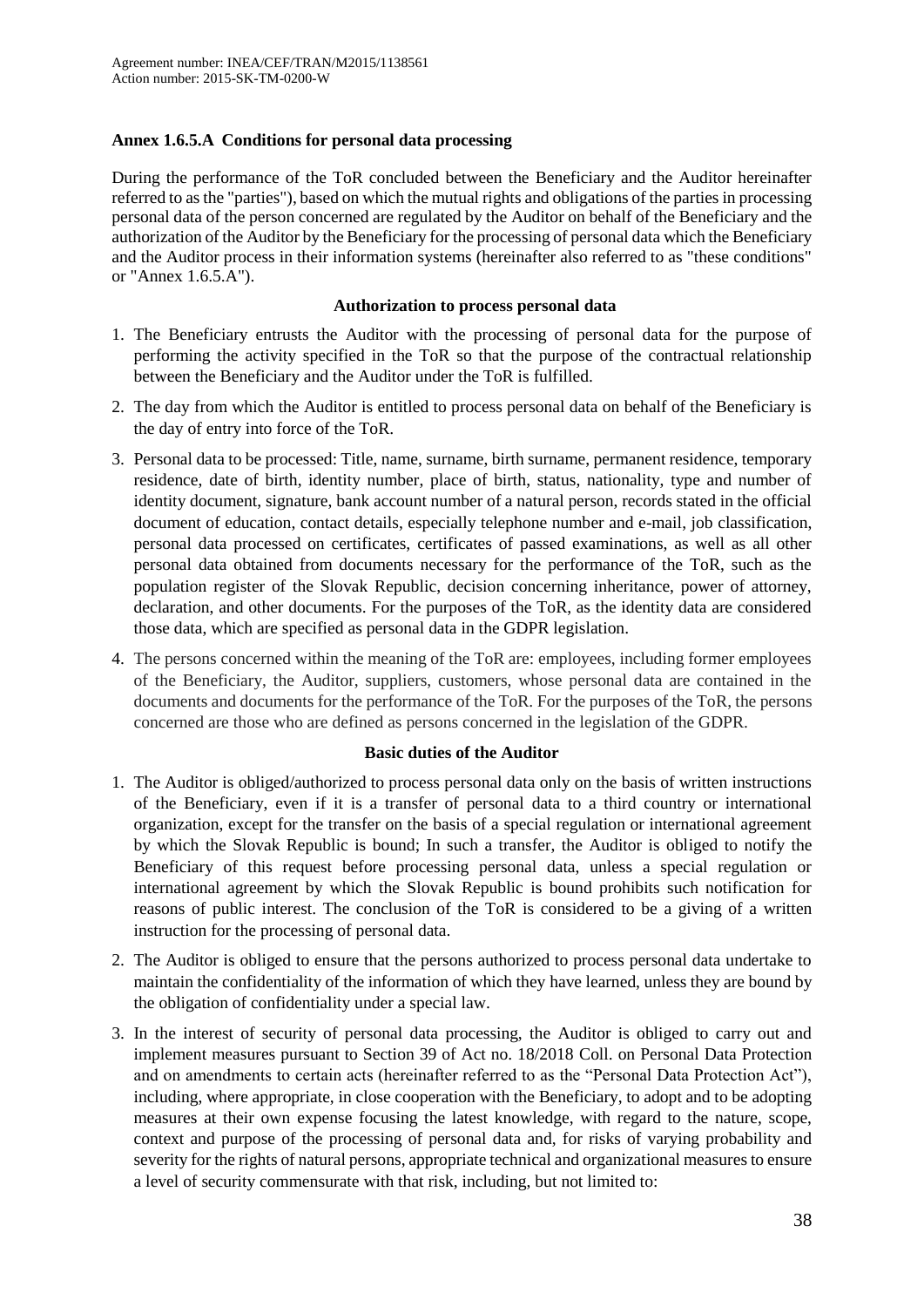### Annex 1.6.5.A Conditions for personal data processing

During the performance of the ToR concluded between the Beneficiary and the Auditor hereinafter referred to as the "parties"), based on which the mutual rights and obligations of the parties in processing personal data of the person concerned are regulated by the Auditor on behalf of the Beneficiary and the authorization of the Auditor by the Beneficiary for the processing of personal data which the Beneficiary and the Auditor process in their information systems (hereinafter also referred to as "these conditions" or "Annex 1.6.5.A").

**Authorization to process personal data**

1. The Beneficiary entrusts the Auditor with the processing of personal data for the purpose of performing the activity specified in the ToR so that the purpose of the contractual relationship between the Beneficiary and the Auditor under the ToR is fulfilled.
2. The day from which the Auditor is entitled to process personal data on behalf of the Beneficiary is the day of entry into force of the ToR.
3. Personal data to be processed: Title, name, surname, birth surname, permanent residence, temporary residence, date of birth, identity number, place of birth, status, nationality, type and number of identity document, signature, bank account number of a natural person, records stated in the official document of education, contact details, especially telephone number and e-mail, job classification, personal data processed on certificates, certificates of passed examinations, as well as all other personal data obtained from documents necessary for the performance of the ToR, such as the population register of the Slovak Republic, decision concerning inheritance, power of attorney, declaration, and other documents. For the purposes of the ToR, as the identity data are considered those data, which are specified as personal data in the GDPR legislation.
4. The persons concerned within the meaning of the ToR are: employees, including former employees of the Beneficiary, the Auditor, suppliers, customers, whose personal data are contained in the documents and documents for the performance of the ToR. For the purposes of the ToR, the persons concerned are those who are defined as persons concerned in the legislation of the GDPR.

**Basic duties of the Auditor**

1. The Auditor is obliged/authorized to process personal data only on the basis of written instructions of the Beneficiary, even if it is a transfer of personal data to a third country or international organization, except for the transfer on the basis of a special regulation or international agreement by which the Slovak Republic is bound; In such a transfer, the Auditor is obliged to notify the Beneficiary of this request before processing personal data, unless a special regulation or international agreement by which the Slovak Republic is bound prohibits such notification for reasons of public interest. The conclusion of the ToR is considered to be a giving of a written instruction for the processing of personal data.
2. The Auditor is obliged to ensure that the persons authorized to process personal data undertake to maintain the confidentiality of the information of which they have learned, unless they are bound by the obligation of confidentiality under a special law.
3. In the interest of security of personal data processing, the Auditor is obliged to carry out and implement measures pursuant to Section 39 of Act no. 18/2018 Coll. on Personal Data Protection and on amendments to certain acts (hereinafter referred to as the "Personal Data Protection Act"), including, where appropriate, in close cooperation with the Beneficiary, to adopt and to be adopting measures at their own expense focusing the latest knowledge, with regard to the nature, scope, context and purpose of the processing of personal data and, for risks of varying probability and severity for the rights of natural persons, appropriate technical and organizational measures to ensure a level of security commensurate with that risk, including, but not limited to: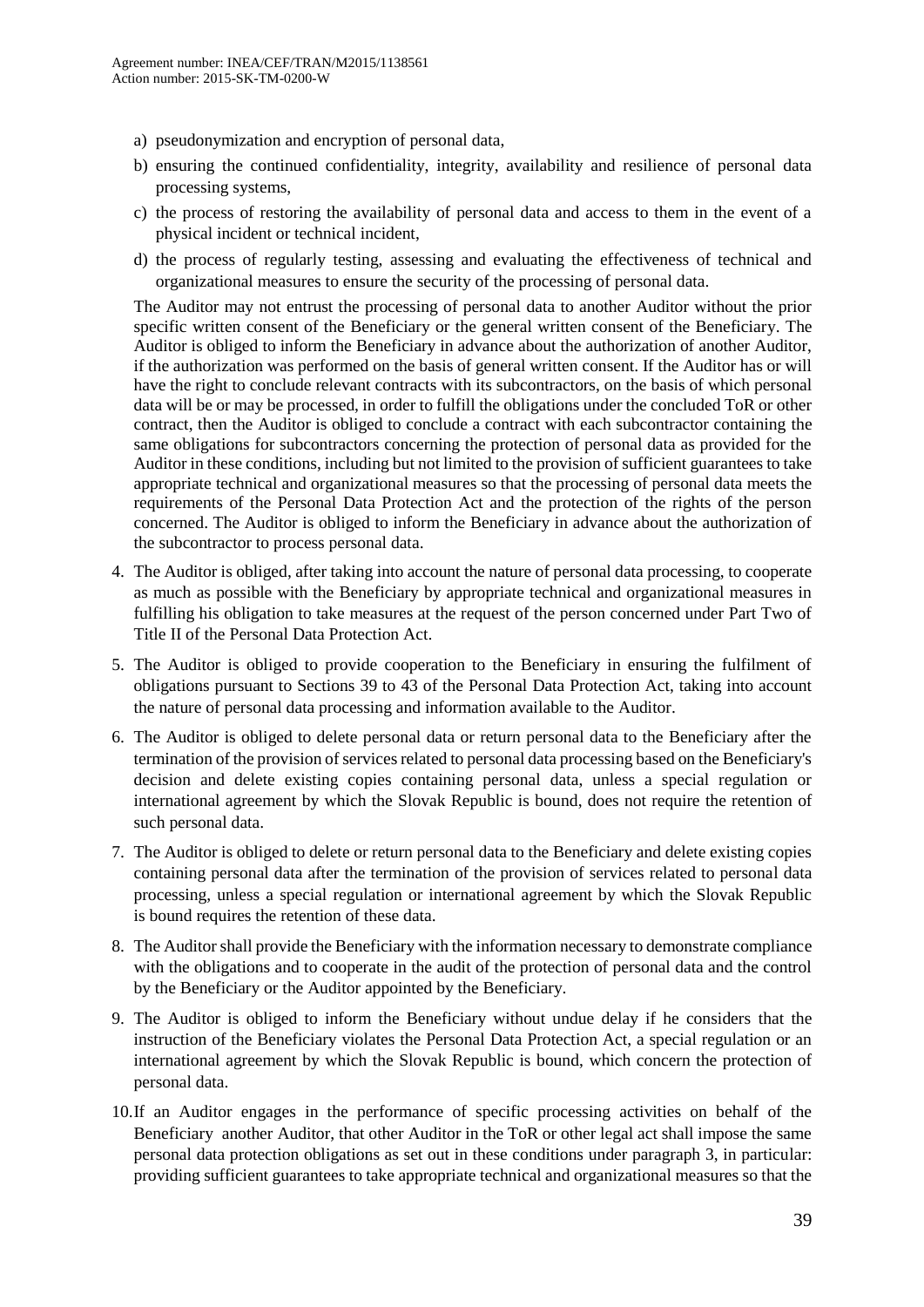a) pseudonymization and encryption of personal data,
b) ensuring the continued confidentiality, integrity, availability and resilience of personal data processing systems,
c) the process of restoring the availability of personal data and access to them in the event of a physical incident or technical incident,
d) the process of regularly testing, assessing and evaluating the effectiveness of technical and organizational measures to ensure the security of the processing of personal data.

The Auditor may not entrust the processing of personal data to another Auditor without the prior specific written consent of the Beneficiary or the general written consent of the Beneficiary. The Auditor is obliged to inform the Beneficiary in advance about the authorization of another Auditor, if the authorization was performed on the basis of general written consent. If the Auditor has or will have the right to conclude relevant contracts with its subcontractors, on the basis of which personal data will be or may be processed, in order to fulfill the obligations under the concluded ToR or other contract, then the Auditor is obliged to conclude a contract with each subcontractor containing the same obligations for subcontractors concerning the protection of personal data as provided for the Auditor in these conditions, including but not limited to the provision of sufficient guarantees to take appropriate technical and organizational measures so that the processing of personal data meets the requirements of the Personal Data Protection Act and the protection of the rights of the person concerned. The Auditor is obliged to inform the Beneficiary in advance about the authorization of the subcontractor to process personal data.

4. The Auditor is obliged, after taking into account the nature of personal data processing, to cooperate as much as possible with the Beneficiary by appropriate technical and organizational measures in fulfilling his obligation to take measures at the request of the person concerned under Part Two of Title II of the Personal Data Protection Act.
5. The Auditor is obliged to provide cooperation to the Beneficiary in ensuring the fulfilment of obligations pursuant to Sections 39 to 43 of the Personal Data Protection Act, taking into account the nature of personal data processing and information available to the Auditor.
6. The Auditor is obliged to delete personal data or return personal data to the Beneficiary after the termination of the provision of services related to personal data processing based on the Beneficiary's decision and delete existing copies containing personal data, unless a special regulation or international agreement by which the Slovak Republic is bound, does not require the retention of such personal data.
7. The Auditor is obliged to delete or return personal data to the Beneficiary and delete existing copies containing personal data after the termination of the provision of services related to personal data processing, unless a special regulation or international agreement by which the Slovak Republic is bound requires the retention of these data.
8. The Auditor shall provide the Beneficiary with the information necessary to demonstrate compliance with the obligations and to cooperate in the audit of the protection of personal data and the control by the Beneficiary or the Auditor appointed by the Beneficiary.
9. The Auditor is obliged to inform the Beneficiary without undue delay if he considers that the instruction of the Beneficiary violates the Personal Data Protection Act, a special regulation or an international agreement by which the Slovak Republic is bound, which concern the protection of personal data.
10. If an Auditor engages in the performance of specific processing activities on behalf of the Beneficiary another Auditor, that other Auditor in the ToR or other legal act shall impose the same personal data protection obligations as set out in these conditions under paragraph 3, in particular: providing sufficient guarantees to take appropriate technical and organizational measures so that the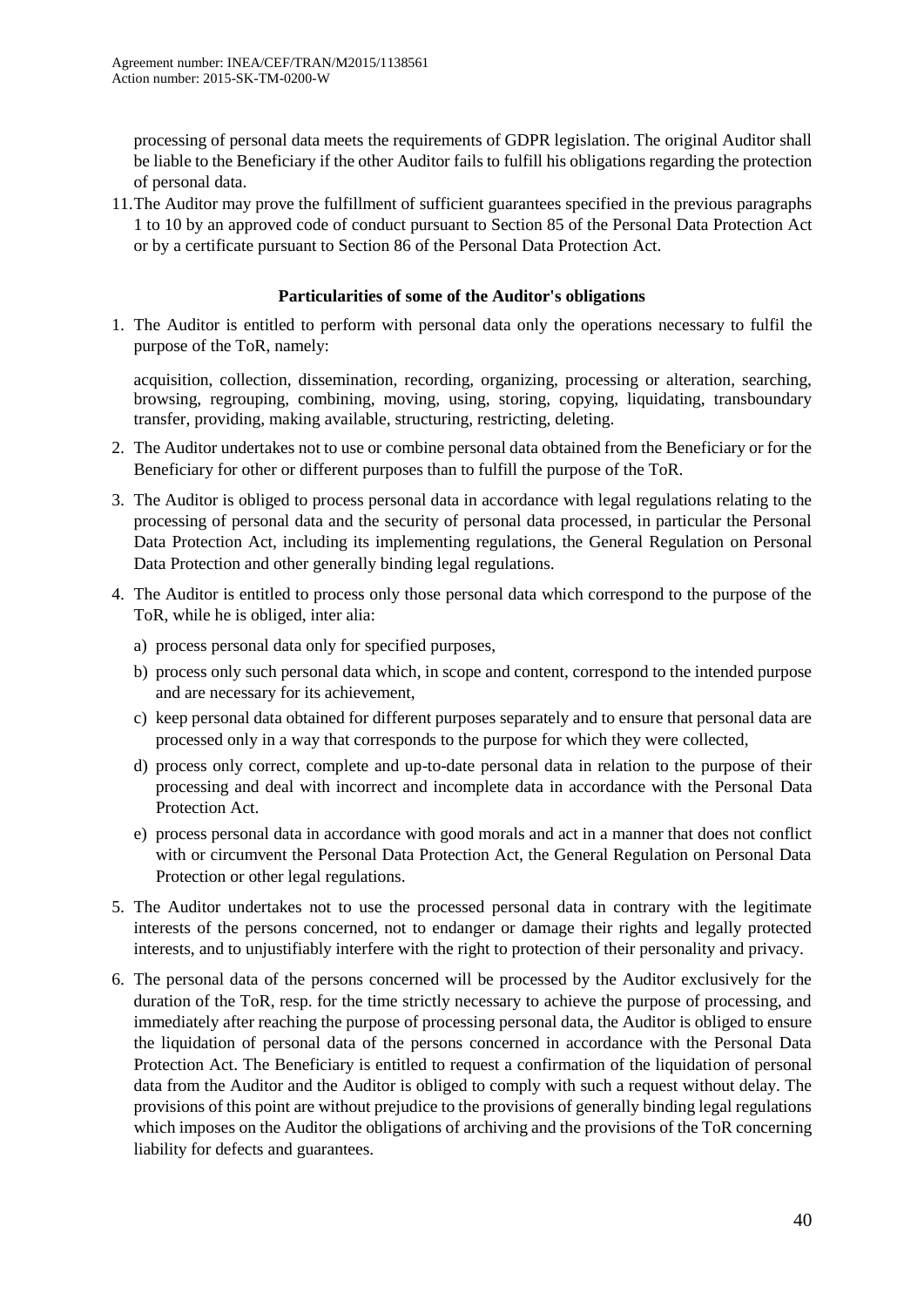processing of personal data meets the requirements of GDPR legislation. The original Auditor shall be liable to the Beneficiary if the other Auditor fails to fulfill his obligations regarding the protection of personal data.

11. The Auditor may prove the fulfillment of sufficient guarantees specified in the previous paragraphs 1 to 10 by an approved code of conduct pursuant to Section 85 of the Personal Data Protection Act or by a certificate pursuant to Section 86 of the Personal Data Protection Act.

**Particularities of some of the Auditor's obligations**

1. The Auditor is entitled to perform with personal data only the operations necessary to fulfil the purpose of the ToR, namely:

   acquisition, collection, dissemination, recording, organizing, processing or alteration, searching, browsing, regrouping, combining, moving, using, storing, copying, liquidating, transboundary transfer, providing, making available, structuring, restricting, deleting.

2. The Auditor undertakes not to use or combine personal data obtained from the Beneficiary or for the Beneficiary for other or different purposes than to fulfill the purpose of the ToR.

3. The Auditor is obliged to process personal data in accordance with legal regulations relating to the processing of personal data and the security of personal data processed, in particular the Personal Data Protection Act, including its implementing regulations, the General Regulation on Personal Data Protection and other generally binding legal regulations.

4. The Auditor is entitled to process only those personal data which correspond to the purpose of the ToR, while he is obliged, inter alia:

   a) process personal data only for specified purposes,

   b) process only such personal data which, in scope and content, correspond to the intended purpose and are necessary for its achievement,

   c) keep personal data obtained for different purposes separately and to ensure that personal data are processed only in a way that corresponds to the purpose for which they were collected,

   d) process only correct, complete and up-to-date personal data in relation to the purpose of their processing and deal with incorrect and incomplete data in accordance with the Personal Data Protection Act.

   e) process personal data in accordance with good morals and act in a manner that does not conflict with or circumvent the Personal Data Protection Act, the General Regulation on Personal Data Protection or other legal regulations.

5. The Auditor undertakes not to use the processed personal data in contrary with the legitimate interests of the persons concerned, not to endanger or damage their rights and legally protected interests, and to unjustifiably interfere with the right to protection of their personality and privacy.

6. The personal data of the persons concerned will be processed by the Auditor exclusively for the duration of the ToR, resp. for the time strictly necessary to achieve the purpose of processing, and immediately after reaching the purpose of processing personal data, the Auditor is obliged to ensure the liquidation of personal data of the persons concerned in accordance with the Personal Data Protection Act. The Beneficiary is entitled to request a confirmation of the liquidation of personal data from the Auditor and the Auditor is obliged to comply with such a request without delay. The provisions of this point are without prejudice to the provisions of generally binding legal regulations which imposes on the Auditor the obligations of archiving and the provisions of the ToR concerning liability for defects and guarantees.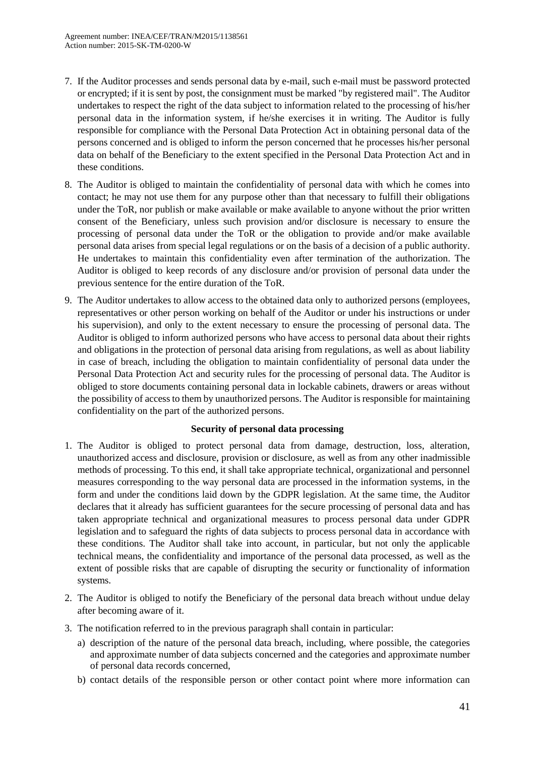7. If the Auditor processes and sends personal data by e-mail, such e-mail must be password protected or encrypted; if it is sent by post, the consignment must be marked "by registered mail". The Auditor undertakes to respect the right of the data subject to information related to the processing of his/her personal data in the information system, if he/she exercises it in writing. The Auditor is fully responsible for compliance with the Personal Data Protection Act in obtaining personal data of the persons concerned and is obliged to inform the person concerned that he processes his/her personal data on behalf of the Beneficiary to the extent specified in the Personal Data Protection Act and in these conditions.
8. The Auditor is obliged to maintain the confidentiality of personal data with which he comes into contact; he may not use them for any purpose other than that necessary to fulfill their obligations under the ToR, nor publish or make available or make available to anyone without the prior written consent of the Beneficiary, unless such provision and/or disclosure is necessary to ensure the processing of personal data under the ToR or the obligation to provide and/or make available personal data arises from special legal regulations or on the basis of a decision of a public authority. He undertakes to maintain this confidentiality even after termination of the authorization. The Auditor is obliged to keep records of any disclosure and/or provision of personal data under the previous sentence for the entire duration of the ToR.
9. The Auditor undertakes to allow access to the obtained data only to authorized persons (employees, representatives or other person working on behalf of the Auditor or under his instructions or under his supervision), and only to the extent necessary to ensure the processing of personal data. The Auditor is obliged to inform authorized persons who have access to personal data about their rights and obligations in the protection of personal data arising from regulations, as well as about liability in case of breach, including the obligation to maintain confidentiality of personal data under the Personal Data Protection Act and security rules for the processing of personal data. The Auditor is obliged to store documents containing personal data in lockable cabinets, drawers or areas without the possibility of access to them by unauthorized persons. The Auditor is responsible for maintaining confidentiality on the part of the authorized persons.

**Security of personal data processing**

1. The Auditor is obliged to protect personal data from damage, destruction, loss, alteration, unauthorized access and disclosure, provision or disclosure, as well as from any other inadmissible methods of processing. To this end, it shall take appropriate technical, organizational and personnel measures corresponding to the way personal data are processed in the information systems, in the form and under the conditions laid down by the GDPR legislation. At the same time, the Auditor declares that it already has sufficient guarantees for the secure processing of personal data and has taken appropriate technical and organizational measures to process personal data under GDPR legislation and to safeguard the rights of data subjects to process personal data in accordance with these conditions. The Auditor shall take into account, in particular, but not only the applicable technical means, the confidentiality and importance of the personal data processed, as well as the extent of possible risks that are capable of disrupting the security or functionality of information systems.
2. The Auditor is obliged to notify the Beneficiary of the personal data breach without undue delay after becoming aware of it.
3. The notification referred to in the previous paragraph shall contain in particular:
   a) description of the nature of the personal data breach, including, where possible, the categories and approximate number of data subjects concerned and the categories and approximate number of personal data records concerned,
   b) contact details of the responsible person or other contact point where more information can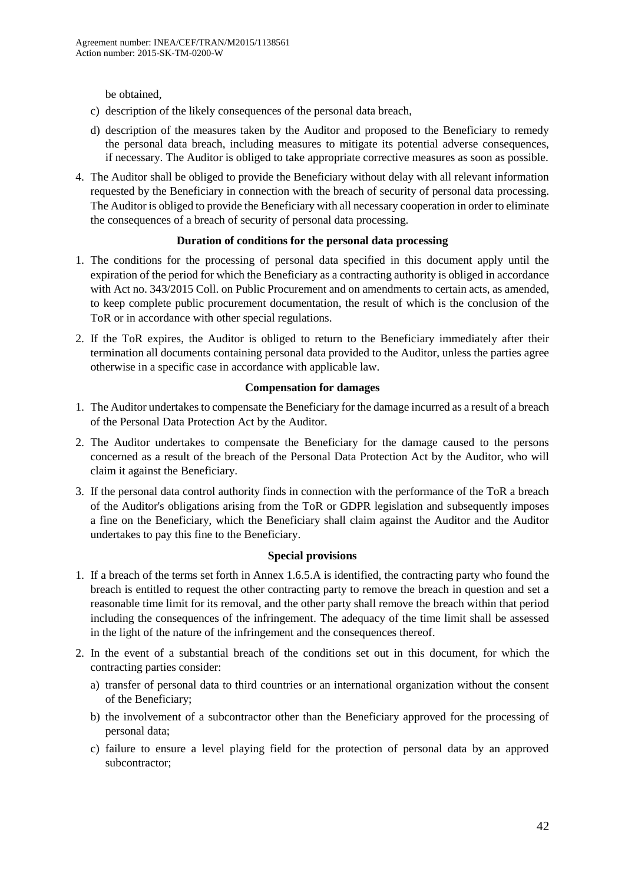be obtained,

c) description of the likely consequences of the personal data breach,

d) description of the measures taken by the Auditor and proposed to the Beneficiary to remedy the personal data breach, including measures to mitigate its potential adverse consequences, if necessary. The Auditor is obliged to take appropriate corrective measures as soon as possible.

4. The Auditor shall be obliged to provide the Beneficiary without delay with all relevant information requested by the Beneficiary in connection with the breach of security of personal data processing. The Auditor is obliged to provide the Beneficiary with all necessary cooperation in order to eliminate the consequences of a breach of security of personal data processing.

**Duration of conditions for the personal data processing**

1. The conditions for the processing of personal data specified in this document apply until the expiration of the period for which the Beneficiary as a contracting authority is obliged in accordance with Act no. 343/2015 Coll. on Public Procurement and on amendments to certain acts, as amended, to keep complete public procurement documentation, the result of which is the conclusion of the ToR or in accordance with other special regulations.
2. If the ToR expires, the Auditor is obliged to return to the Beneficiary immediately after their termination all documents containing personal data provided to the Auditor, unless the parties agree otherwise in a specific case in accordance with applicable law.

**Compensation for damages**

1. The Auditor undertakes to compensate the Beneficiary for the damage incurred as a result of a breach of the Personal Data Protection Act by the Auditor.
2. The Auditor undertakes to compensate the Beneficiary for the damage caused to the persons concerned as a result of the breach of the Personal Data Protection Act by the Auditor, who will claim it against the Beneficiary.
3. If the personal data control authority finds in connection with the performance of the ToR a breach of the Auditor's obligations arising from the ToR or GDPR legislation and subsequently imposes a fine on the Beneficiary, which the Beneficiary shall claim against the Auditor and the Auditor undertakes to pay this fine to the Beneficiary.

**Special provisions**

1. If a breach of the terms set forth in Annex 1.6.5.A is identified, the contracting party who found the breach is entitled to request the other contracting party to remove the breach in question and set a reasonable time limit for its removal, and the other party shall remove the breach within that period including the consequences of the infringement. The adequacy of the time limit shall be assessed in the light of the nature of the infringement and the consequences thereof.
2. In the event of a substantial breach of the conditions set out in this document, for which the contracting parties consider:
   a) transfer of personal data to third countries or an international organization without the consent of the Beneficiary;
   b) the involvement of a subcontractor other than the Beneficiary approved for the processing of personal data;
   c) failure to ensure a level playing field for the protection of personal data by an approved subcontractor;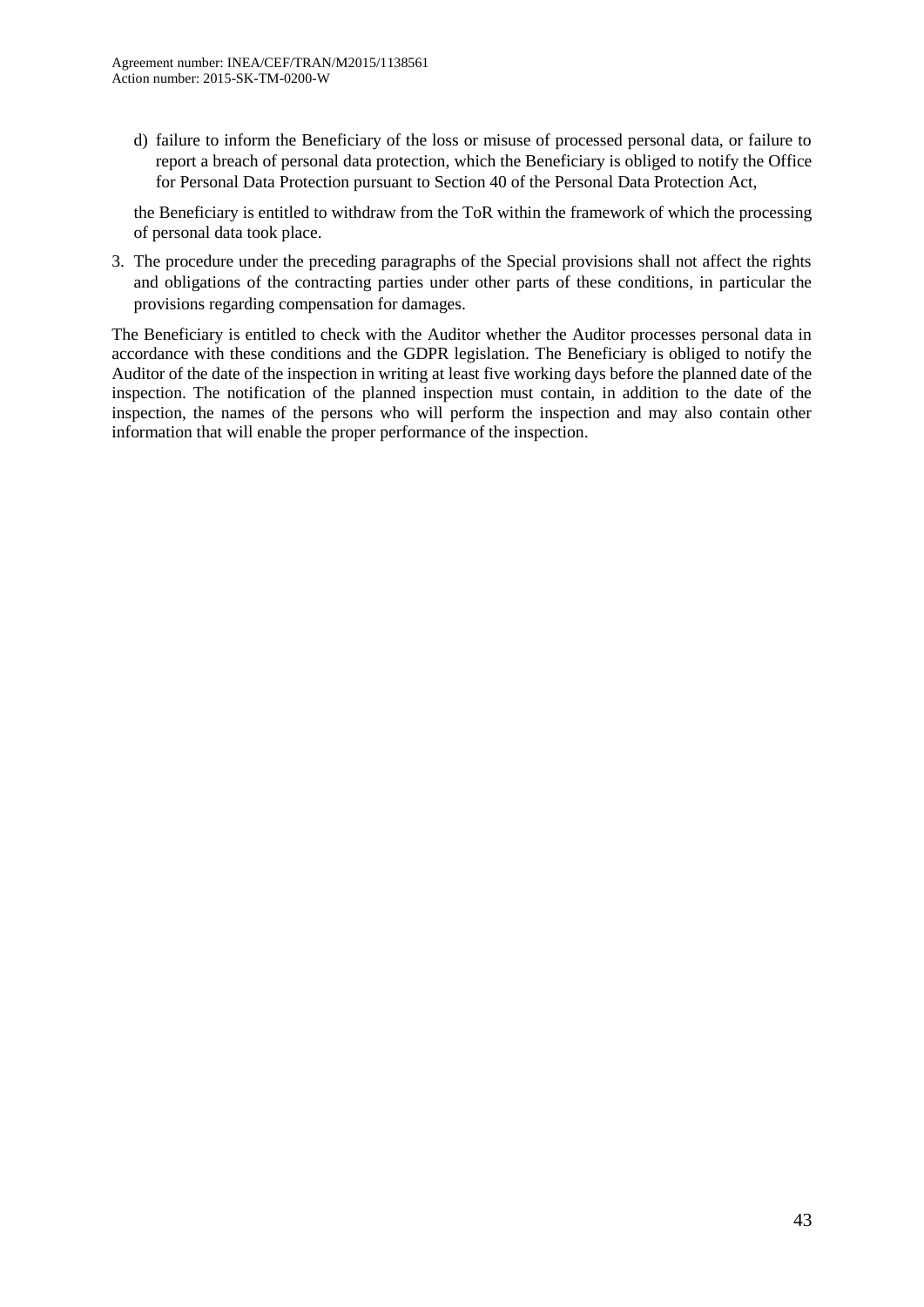d) failure to inform the Beneficiary of the loss or misuse of processed personal data, or failure to report a breach of personal data protection, which the Beneficiary is obliged to notify the Office for Personal Data Protection pursuant to Section 40 of the Personal Data Protection Act,

the Beneficiary is entitled to withdraw from the ToR within the framework of which the processing of personal data took place.

3. The procedure under the preceding paragraphs of the Special provisions shall not affect the rights and obligations of the contracting parties under other parts of these conditions, in particular the provisions regarding compensation for damages.

The Beneficiary is entitled to check with the Auditor whether the Auditor processes personal data in accordance with these conditions and the GDPR legislation. The Beneficiary is obliged to notify the Auditor of the date of the inspection in writing at least five working days before the planned date of the inspection. The notification of the planned inspection must contain, in addition to the date of the inspection, the names of the persons who will perform the inspection and may also contain other information that will enable the proper performance of the inspection.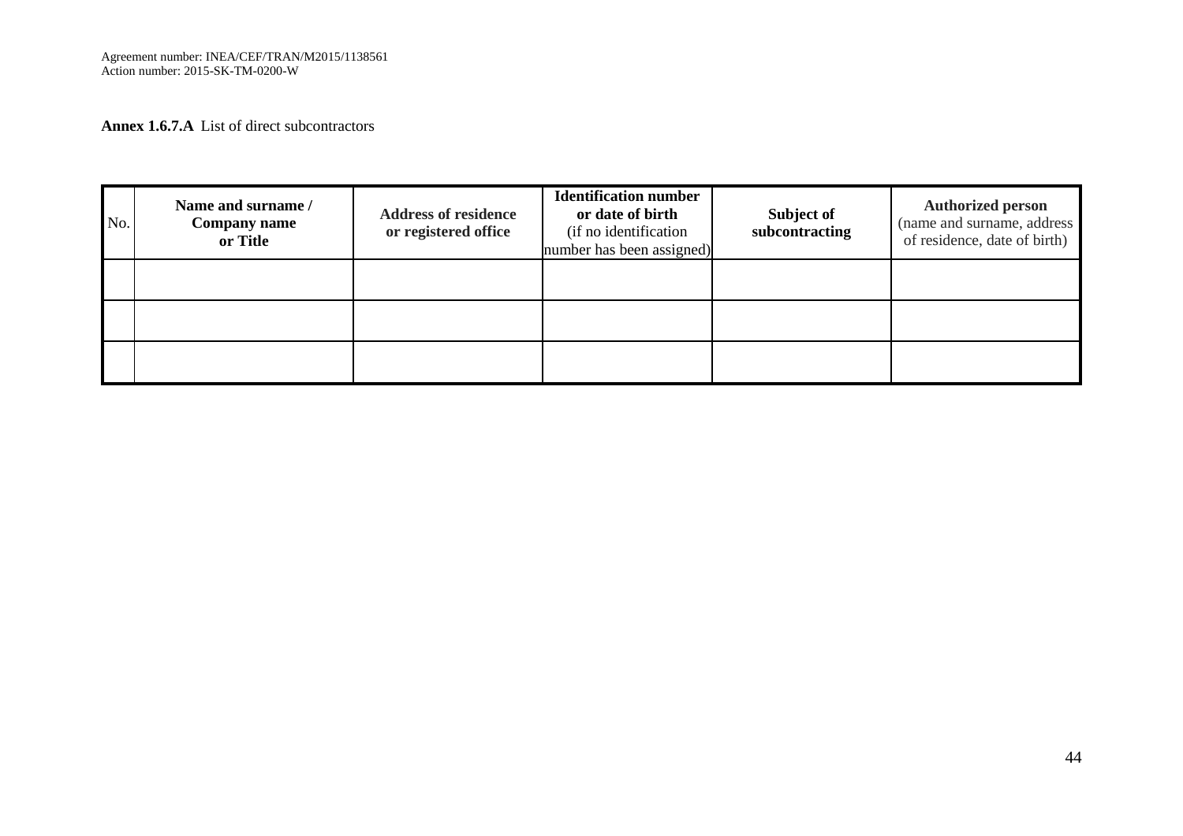**Annex 1.6.7.A** List of direct subcontractors

| No. | **Name and surname / Company name or Title** | **Address of residence or registered office** | **Identification number or date of birth** (if no identification number has been assigned) | **Subject of subcontracting** | **Authorized person** (name and surname, address of residence, date of birth) |
|---|---|---|---|---|---|
| | | | | | |
| | | | | | |
| | | | | | |